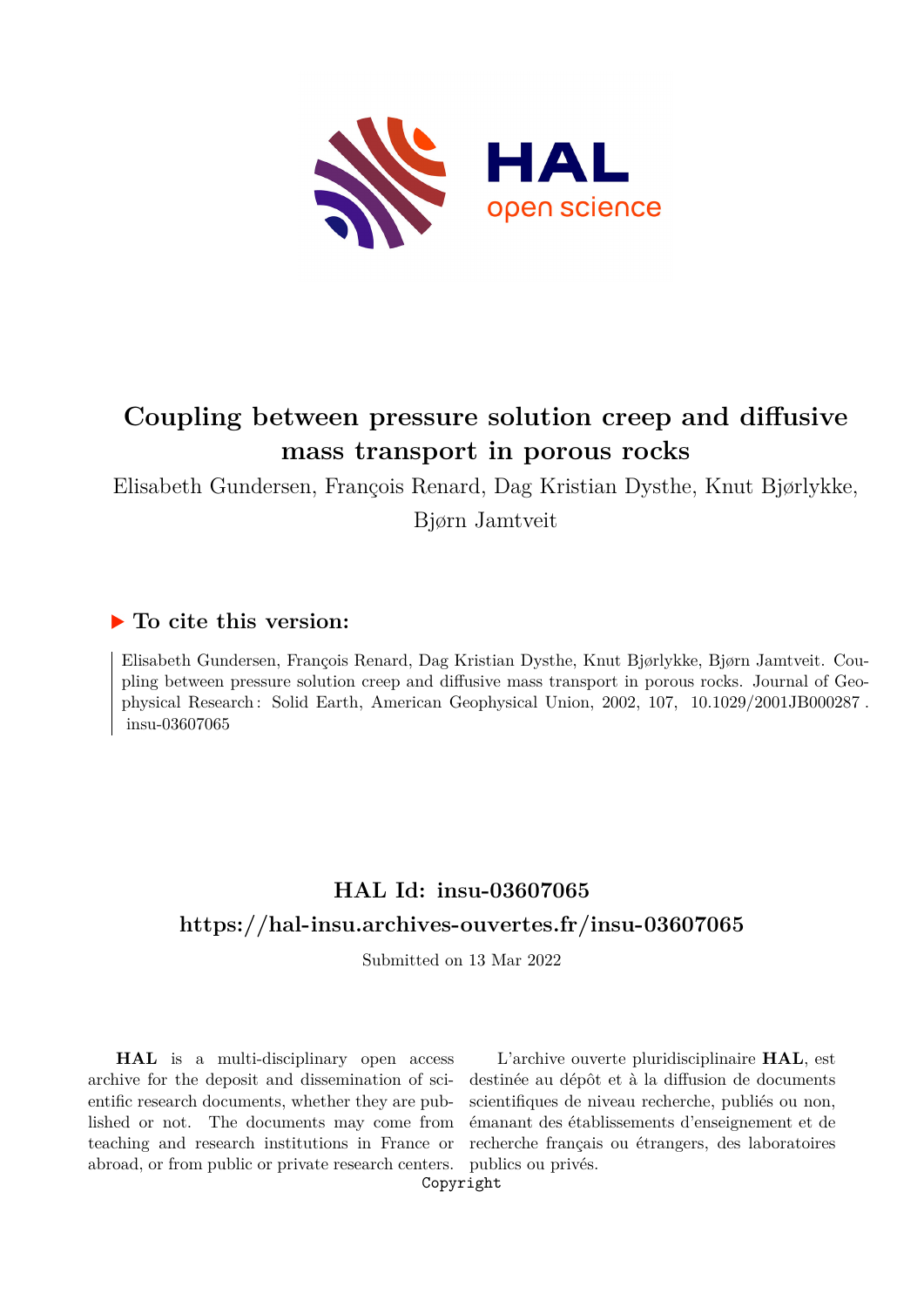# Coupling between pressure solution creep and diffusive mass transport in porous rocks

Elisabeth Gundersen, François Renard, Dag Kristian Dysthe, Knut Bjørlykke, Bjørn Jamtveit

## ▶ To cite this version:

Elisabeth Gundersen, François Renard, Dag Kristian Dysthe, Knut Bjørlykke, Bjørn Jamtveit. Coupling between pressure solution creep and diffusive mass transport in porous rocks. Journal of Geophysical Research : Solid Earth, American Geophysical Union, 2002, 107, 10.1029/2001JB000287 . insu-03607065

## HAL Id: insu-03607065

## https://hal-insu.archives-ouvertes.fr/insu-03607065

Submitted on 13 Mar 2022

**HAL** is a multi-disciplinary open access archive for the deposit and dissemination of scientific research documents, whether they are published or not. The documents may come from teaching and research institutions in France or abroad, or from public or private research centers.

L'archive ouverte pluridisciplinaire **HAL**, est destinée au dépôt et à la diffusion de documents scientifiques de niveau recherche, publiés ou non, émanant des établissements d'enseignement et de recherche français ou étrangers, des laboratoires publics ou privés.

Copyright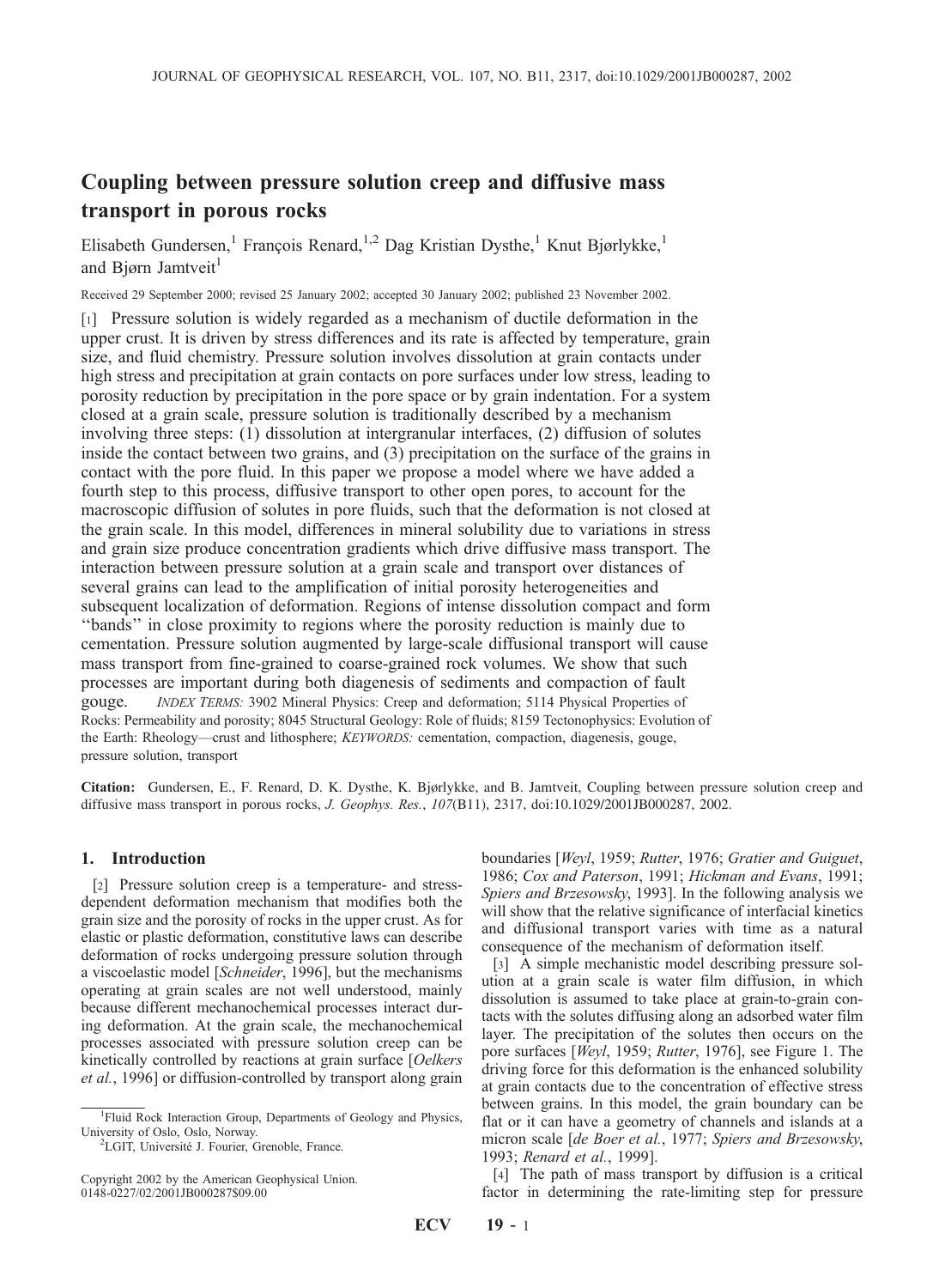# Coupling between pressure solution creep and diffusive mass transport in porous rocks

Elisabeth Gundersen,[1] François Renard,[1,2] Dag Kristian Dysthe,[1] Knut Bjørlykke,[1] and Bjørn Jamtveit[1]

Received 29 September 2000; revised 25 January 2002; accepted 30 January 2002; published 23 November 2002.

[1] Pressure solution is widely regarded as a mechanism of ductile deformation in the upper crust. It is driven by stress differences and its rate is affected by temperature, grain size, and fluid chemistry. Pressure solution involves dissolution at grain contacts under high stress and precipitation at grain contacts on pore surfaces under low stress, leading to porosity reduction by precipitation in the pore space or by grain indentation. For a system closed at a grain scale, pressure solution is traditionally described by a mechanism involving three steps: (1) dissolution at intergranular interfaces, (2) diffusion of solutes inside the contact between two grains, and (3) precipitation on the surface of the grains in contact with the pore fluid. In this paper we propose a model where we have added a fourth step to this process, diffusive transport to other open pores, to account for the macroscopic diffusion of solutes in pore fluids, such that the deformation is not closed at the grain scale. In this model, differences in mineral solubility due to variations in stress and grain size produce concentration gradients which drive diffusive mass transport. The interaction between pressure solution at a grain scale and transport over distances of several grains can lead to the amplification of initial porosity heterogeneities and subsequent localization of deformation. Regions of intense dissolution compact and form "bands" in close proximity to regions where the porosity reduction is mainly due to cementation. Pressure solution augmented by large-scale diffusional transport will cause mass transport from fine-grained to coarse-grained rock volumes. We show that such processes are important during both diagenesis of sediments and compaction of fault gouge. *INDEX TERMS:* 3902 Mineral Physics: Creep and deformation; 5114 Physical Properties of Rocks: Permeability and porosity; 8045 Structural Geology: Role of fluids; 8159 Tectonophysics: Evolution of the Earth: Rheology—crust and lithosphere; *KEYWORDS:* cementation, compaction, diagenesis, gouge, pressure solution, transport

**Citation:** Gundersen, E., F. Renard, D. K. Dysthe, K. Bjørlykke, and B. Jamtveit, Coupling between pressure solution creep and diffusive mass transport in porous rocks, *J. Geophys. Res.*, *107*(B11), 2317, doi:10.1029/2001JB000287, 2002.

## 1. Introduction

[2] Pressure solution creep is a temperature- and stress-dependent deformation mechanism that modifies both the grain size and the porosity of rocks in the upper crust. As for elastic or plastic deformation, constitutive laws can describe deformation of rocks undergoing pressure solution through a viscoelastic model [*Schneider*, 1996], but the mechanisms operating at grain scales are not well understood, mainly because different mechanochemical processes interact during deformation. At the grain scale, the mechanochemical processes associated with pressure solution creep can be kinetically controlled by reactions at grain surface [*Oelkers et al.*, 1996] or diffusion-controlled by transport along grain boundaries [*Weyl*, 1959; *Rutter*, 1976; *Gratier and Guiguet*, 1986; *Cox and Paterson*, 1991; *Hickman and Evans*, 1991; *Spiers and Brzesowsky*, 1993]. In the following analysis we will show that the relative significance of interfacial kinetics and diffusional transport varies with time as a natural consequence of the mechanism of deformation itself.

[3] A simple mechanistic model describing pressure solution at a grain scale is water film diffusion, in which dissolution is assumed to take place at grain-to-grain contacts with the solutes diffusing along an adsorbed water film layer. The precipitation of the solutes then occurs on the pore surfaces [*Weyl*, 1959; *Rutter*, 1976], see Figure 1. The driving force for this deformation is the enhanced solubility at grain contacts due to the concentration of effective stress between grains. In this model, the grain boundary can be flat or it can have a geometry of channels and islands at a micron scale [*de Boer et al.*, 1977; *Spiers and Brzesowsky*, 1993; *Renard et al.*, 1999].

[4] The path of mass transport by diffusion is a critical factor in determining the rate-limiting step for pressure

[1]Fluid Rock Interaction Group, Departments of Geology and Physics, University of Oslo, Oslo, Norway.

[2]LGIT, Université J. Fourier, Grenoble, France.

Copyright 2002 by the American Geophysical Union.
0148-0227/02/2001JB000287$09.00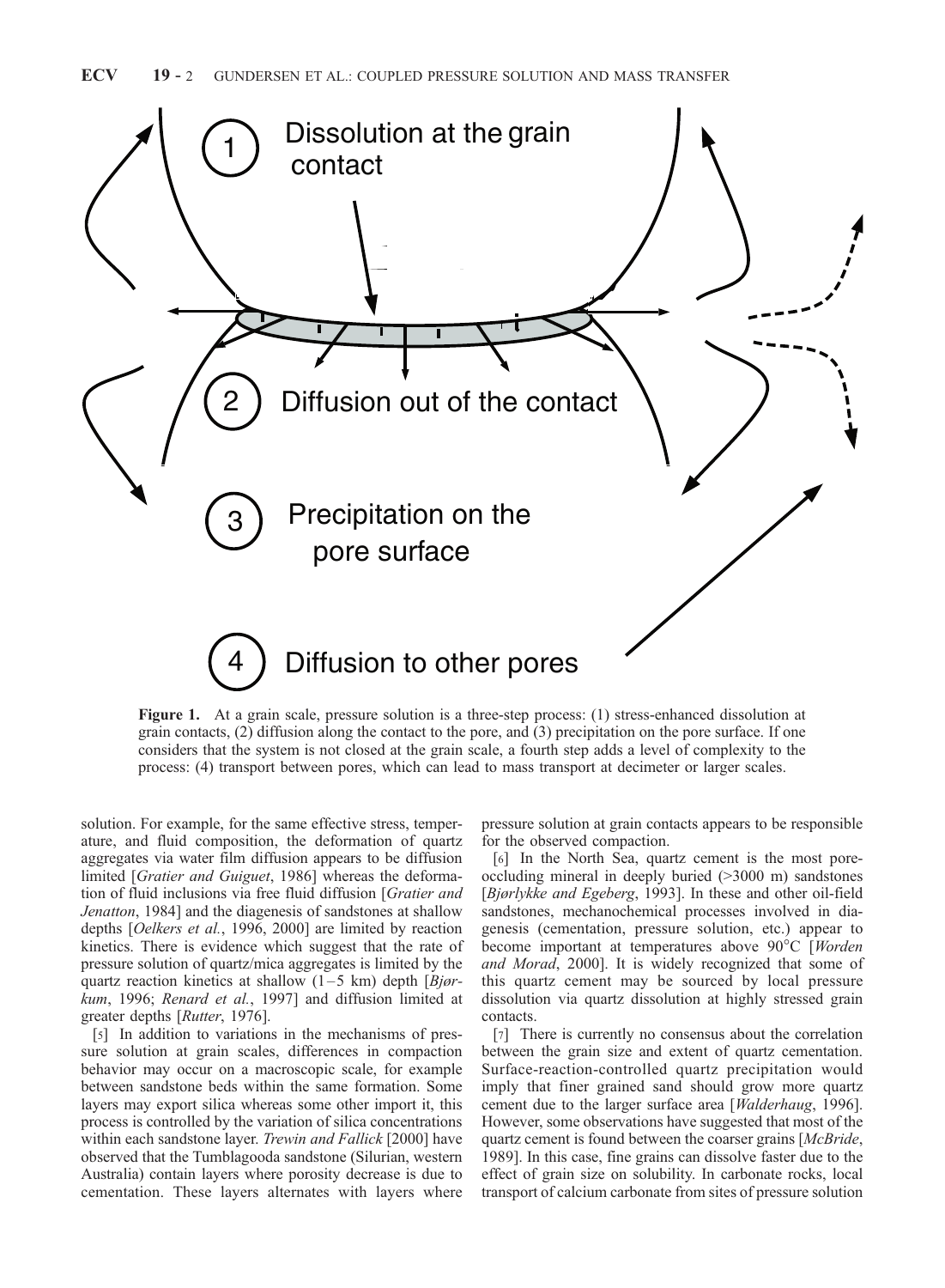Figure 1. At a grain scale, pressure solution is a three-step process: (1) stress-enhanced dissolution at grain contacts, (2) diffusion along the contact to the pore, and (3) precipitation on the pore surface. If one considers that the system is not closed at the grain scale, a fourth step adds a level of complexity to the process: (4) transport between pores, which can lead to mass transport at decimeter or larger scales.

solution. For example, for the same effective stress, temperature, and fluid composition, the deformation of quartz aggregates via water film diffusion appears to be diffusion limited [*Gratier and Guiguet*, 1986] whereas the deformation of fluid inclusions via free fluid diffusion [*Gratier and Jenatton*, 1984] and the diagenesis of sandstones at shallow depths [*Oelkers et al.*, 1996, 2000] are limited by reaction kinetics. There is evidence which suggest that the rate of pressure solution of quartz/mica aggregates is limited by the quartz reaction kinetics at shallow (1–5 km) depth [*Bjørkum*, 1996; *Renard et al.*, 1997] and diffusion limited at greater depths [*Rutter*, 1976].

[5] In addition to variations in the mechanisms of pressure solution at grain scales, differences in compaction behavior may occur on a macroscopic scale, for example between sandstone beds within the same formation. Some layers may export silica whereas some other import it, this process is controlled by the variation of silica concentrations within each sandstone layer. *Trewin and Fallick* [2000] have observed that the Tumblagooda sandstone (Silurian, western Australia) contain layers where porosity decrease is due to cementation. These layers alternates with layers where pressure solution at grain contacts appears to be responsible for the observed compaction.

[6] In the North Sea, quartz cement is the most pore-occluding mineral in deeply buried (>3000 m) sandstones [*Bjørlykke and Egeberg*, 1993]. In these and other oil-field sandstones, mechanochemical processes involved in diagenesis (cementation, pressure solution, etc.) appear to become important at temperatures above 90°C [*Worden and Morad*, 2000]. It is widely recognized that some of this quartz cement may be sourced by local pressure dissolution via quartz dissolution at highly stressed grain contacts.

[7] There is currently no consensus about the correlation between the grain size and extent of quartz cementation. Surface-reaction-controlled quartz precipitation would imply that finer grained sand should grow more quartz cement due to the larger surface area [*Walderhaug*, 1996]. However, some observations have suggested that most of the quartz cement is found between the coarser grains [*McBride*, 1989]. In this case, fine grains can dissolve faster due to the effect of grain size on solubility. In carbonate rocks, local transport of calcium carbonate from sites of pressure solution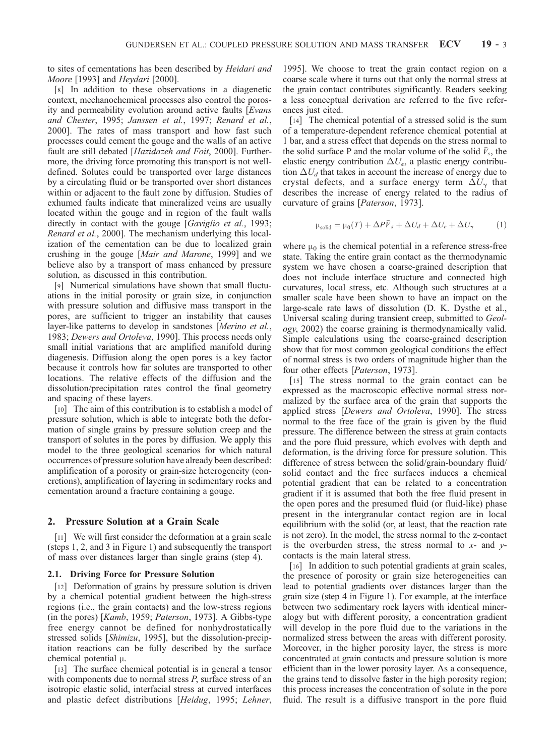to sites of cementations has been described by *Heidari and Moore* [1993] and *Heydari* [2000].

[8] In addition to these observations in a diagenetic context, mechanochemical processes also control the porosity and permeability evolution around active faults [*Evans and Chester*, 1995; *Janssen et al.*, 1997; *Renard et al.*, 2000]. The rates of mass transport and how fast such processes could cement the gouge and the walls of an active fault are still debated [*Hazidazeh and Foit*, 2000]. Furthermore, the driving force promoting this transport is not well-defined. Solutes could be transported over large distances by a circulating fluid or be transported over short distances within or adjacent to the fault zone by diffusion. Studies of exhumed faults indicate that mineralized veins are usually located within the gouge and in region of the fault walls directly in contact with the gouge [*Gaviglio et al.*, 1993; *Renard et al.*, 2000]. The mechanism underlying this localization of the cementation can be due to localized grain crushing in the gouge [*Mair and Marone*, 1999] and we believe also by a transport of mass enhanced by pressure solution, as discussed in this contribution.

[9] Numerical simulations have shown that small fluctuations in the initial porosity or grain size, in conjunction with pressure solution and diffusive mass transport in the pores, are sufficient to trigger an instability that causes layer-like patterns to develop in sandstones [*Merino et al.*, 1983; *Dewers and Ortoleva*, 1990]. This process needs only small initial variations that are amplified manifold during diagenesis. Diffusion along the open pores is a key factor because it controls how far solutes are transported to other locations. The relative effects of the diffusion and the dissolution/precipitation rates control the final geometry and spacing of these layers.

[10] The aim of this contribution is to establish a model of pressure solution, which is able to integrate both the deformation of single grains by pressure solution creep and the transport of solutes in the pores by diffusion. We apply this model to the three geological scenarios for which natural occurrences of pressure solution have already been described: amplification of a porosity or grain-size heterogeneity (concretions), amplification of layering in sedimentary rocks and cementation around a fracture containing a gouge.

## 2. Pressure Solution at a Grain Scale

[11] We will first consider the deformation at a grain scale (steps 1, 2, and 3 in Figure 1) and subsequently the transport of mass over distances larger than single grains (step 4).

### 2.1. Driving Force for Pressure Solution

[12] Deformation of grains by pressure solution is driven by a chemical potential gradient between the high-stress regions (i.e., the grain contacts) and the low-stress regions (in the pores) [*Kamb*, 1959; *Paterson*, 1973]. A Gibbs-type free energy cannot be defined for nonhydrostatically stressed solids [*Shimizu*, 1995], but the dissolution-precipitation reactions can be fully described by the surface chemical potential $\mu$.

[13] The surface chemical potential is in general a tensor with components due to normal stress $P$, surface stress of an isotropic elastic solid, interfacial stress at curved interfaces and plastic defect distributions [*Heidug*, 1995; *Lehner*, 1995]. We choose to treat the grain contact region on a coarse scale where it turns out that only the normal stress at the grain contact contributes significantly. Readers seeking a less conceptual derivation are referred to the five references just cited.

[14] The chemical potential of a stressed solid is the sum of a temperature-dependent reference chemical potential at 1 bar, and a stress effect that depends on the stress normal to the solid surface P and the molar volume of the solid $\bar{V}_s$, the elastic energy contribution $\Delta U_e$, a plastic energy contribution $\Delta U_d$ that takes in account the increase of energy due to crystal defects, and a surface energy term $\Delta U_\gamma$ that describes the increase of energy related to the radius of curvature of grains [*Paterson*, 1973].

$$\mu_{\text{solid}} = \mu_0(T) + \Delta P\bar{V}_s + \Delta U_d + \Delta U_e + \Delta U_\gamma \qquad (1)$$

where $\mu_0$ is the chemical potential in a reference stress-free state. Taking the entire grain contact as the thermodynamic system we have chosen a coarse-grained description that does not include interface structure and connected high curvatures, local stress, etc. Although such structures at a smaller scale have been shown to have an impact on the large-scale rate laws of dissolution (D. K. Dysthe et al., Universal scaling during transient creep, submitted to *Geology*, 2002) the coarse graining is thermodynamically valid. Simple calculations using the coarse-grained description show that for most common geological conditions the effect of normal stress is two orders of magnitude higher than the four other effects [*Paterson*, 1973].

[15] The stress normal to the grain contact can be expressed as the macroscopic effective normal stress normalized by the surface area of the grain that supports the applied stress [*Dewers and Ortoleva*, 1990]. The stress normal to the free face of the grain is given by the fluid pressure. The difference between the stress at grain contacts and the pore fluid pressure, which evolves with depth and deformation, is the driving force for pressure solution. This difference of stress between the solid/grain-boundary fluid/solid contact and the free surfaces induces a chemical potential gradient that can be related to a concentration gradient if it is assumed that both the free fluid present in the open pores and the presumed fluid (or fluid-like) phase present in the intergranular contact region are in local equilibrium with the solid (or, at least, that the reaction rate is not zero). In the model, the stress normal to the z-contact is the overburden stress, the stress normal to $x$- and $y$-contacts is the main lateral stress.

[16] In addition to such potential gradients at grain scales, the presence of porosity or grain size heterogeneities can lead to potential gradients over distances larger than the grain size (step 4 in Figure 1). For example, at the interface between two sedimentary rock layers with identical mineralogy but with different porosity, a concentration gradient will develop in the pore fluid due to the variations in the normalized stress between the areas with different porosity. Moreover, in the higher porosity layer, the stress is more concentrated at grain contacts and pressure solution is more efficient than in the lower porosity layer. As a consequence, the grains tend to dissolve faster in the high porosity region; this process increases the concentration of solute in the pore fluid. The result is a diffusive transport in the pore fluid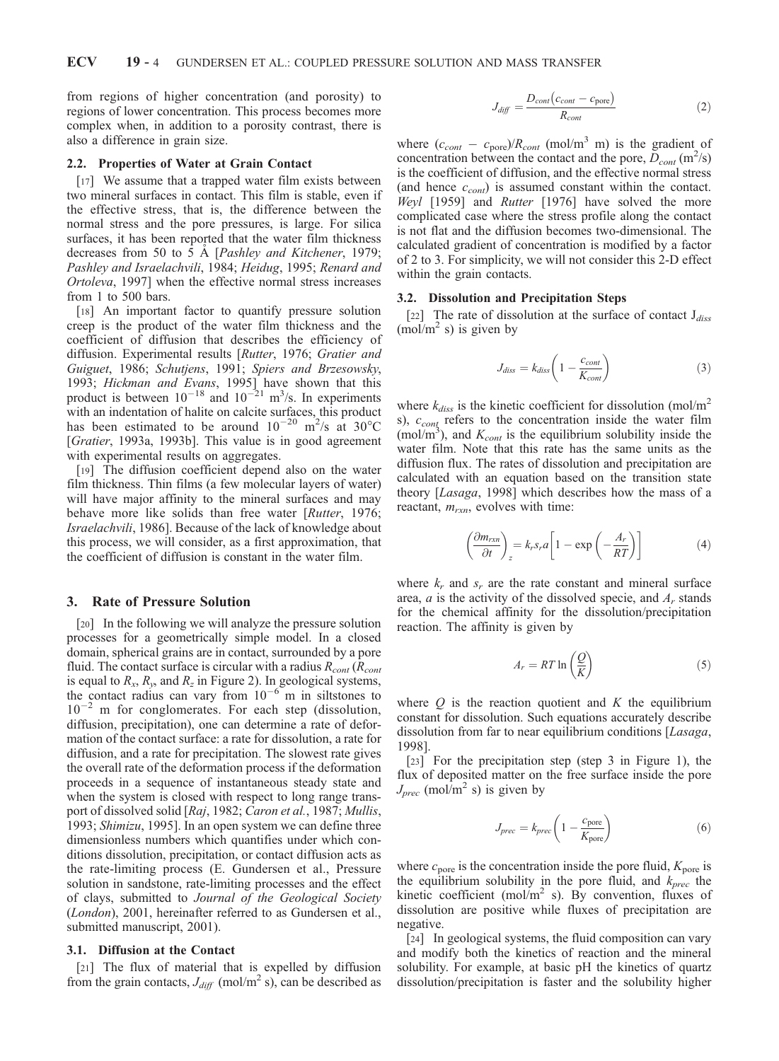from regions of higher concentration (and porosity) to regions of lower concentration. This process becomes more complex when, in addition to a porosity contrast, there is also a difference in grain size.

### 2.2. Properties of Water at Grain Contact

[17] We assume that a trapped water film exists between two mineral surfaces in contact. This film is stable, even if the effective stress, that is, the difference between the normal stress and the pore pressures, is large. For silica surfaces, it has been reported that the water film thickness decreases from 50 to 5 Å [*Pashley and Kitchener*, 1979; *Pashley and Israelachvili*, 1984; *Heidug*, 1995; *Renard and Ortoleva*, 1997] when the effective normal stress increases from 1 to 500 bars.

[18] An important factor to quantify pressure solution creep is the product of the water film thickness and the coefficient of diffusion that describes the efficiency of diffusion. Experimental results [*Rutter*, 1976; *Gratier and Guiguet*, 1986; *Schutjens*, 1991; *Spiers and Brzesowsky*, 1993; *Hickman and Evans*, 1995] have shown that this product is between $10^{-18}$ and $10^{-21}$ $m^3$/s. In experiments with an indentation of halite on calcite surfaces, this product has been estimated to be around $10^{-20}$ $m^2$/s at 30°C [*Gratier*, 1993a, 1993b]. This value is in good agreement with experimental results on aggregates.

[19] The diffusion coefficient depend also on the water film thickness. Thin films (a few molecular layers of water) will have major affinity to the mineral surfaces and may behave more like solids than free water [*Rutter*, 1976; *Israelachvili*, 1986]. Because of the lack of knowledge about this process, we will consider, as a first approximation, that the coefficient of diffusion is constant in the water film.

## 3. Rate of Pressure Solution

[20] In the following we will analyze the pressure solution processes for a geometrically simple model. In a closed domain, spherical grains are in contact, surrounded by a pore fluid. The contact surface is circular with a radius $R_{cont}$ ($R_{cont}$ is equal to $R_x$, $R_y$, and $R_z$ in Figure 2). In geological systems, the contact radius can vary from $10^{-6}$ m in siltstones to $10^{-2}$ m for conglomerates. For each step (dissolution, diffusion, precipitation), one can determine a rate of deformation of the contact surface: a rate for dissolution, a rate for diffusion, and a rate for precipitation. The slowest rate gives the overall rate of the deformation process if the deformation proceeds in a sequence of instantaneous steady state and when the system is closed with respect to long range transport of dissolved solid [*Raj*, 1982; *Caron et al.*, 1987; *Mullis*, 1993; *Shimizu*, 1995]. In an open system we can define three dimensionless numbers which quantifies under which conditions dissolution, precipitation, or contact diffusion acts as the rate-limiting process (E. Gundersen et al., Pressure solution in sandstone, rate-limiting processes and the effect of clays, submitted to *Journal of the Geological Society* (*London*), 2001, hereinafter referred to as Gundersen et al., submitted manuscript, 2001).

### 3.1. Diffusion at the Contact

[21] The flux of material that is expelled by diffusion from the grain contacts, $J_{diff}$ (mol/$m^2$ s), can be described as

$$J_{diff} = \frac{D_{cont}(c_{cont} - c_{\text{pore}})}{R_{cont}} \tag{2}$$

where $(c_{cont} - c_{\text{pore}})/R_{cont}$ (mol/$m^3$ m) is the gradient of concentration between the contact and the pore, $D_{cont}$ ($m^2$/s) is the coefficient of diffusion, and the effective normal stress (and hence $c_{cont}$) is assumed constant within the contact. *Weyl* [1959] and *Rutter* [1976] have solved the more complicated case where the stress profile along the contact is not flat and the diffusion becomes two-dimensional. The calculated gradient of concentration is modified by a factor of 2 to 3. For simplicity, we will not consider this 2-D effect within the grain contacts.

### 3.2. Dissolution and Precipitation Steps

[22] The rate of dissolution at the surface of contact $J_{diss}$ (mol/$m^2$ s) is given by

$$J_{diss} = k_{diss}\left(1 - \frac{c_{cont}}{K_{cont}}\right) \tag{3}$$

where $k_{diss}$ is the kinetic coefficient for dissolution (mol/$m^2$ s), $c_{cont}$ refers to the concentration inside the water film (mol/$m^3$), and $K_{cont}$ is the equilibrium solubility inside the water film. Note that this rate has the same units as the diffusion flux. The rates of dissolution and precipitation are calculated with an equation based on the transition state theory [*Lasaga*, 1998] which describes how the mass of a reactant, $m_{rxn}$, evolves with time:

$$\left(\frac{\partial m_{rxn}}{\partial t}\right)_z = k_r s_r a\left[1 - \exp\left(-\frac{A_r}{RT}\right)\right] \tag{4}$$

where $k_r$ and $s_r$ are the rate constant and mineral surface area, $a$ is the activity of the dissolved specie, and $A_r$ stands for the chemical affinity for the dissolution/precipitation reaction. The affinity is given by

$$A_r = RT\ln\left(\frac{Q}{K}\right) \tag{5}$$

where $Q$ is the reaction quotient and $K$ the equilibrium constant for dissolution. Such equations accurately describe dissolution from far to near equilibrium conditions [*Lasaga*, 1998].

[23] For the precipitation step (step 3 in Figure 1), the flux of deposited matter on the free surface inside the pore $J_{prec}$ (mol/$m^2$ s) is given by

$$J_{prec} = k_{prec}\left(1 - \frac{c_{\text{pore}}}{K_{\text{pore}}}\right) \tag{6}$$

where $c_{\text{pore}}$ is the concentration inside the pore fluid, $K_{\text{pore}}$ is the equilibrium solubility in the pore fluid, and $k_{prec}$ the kinetic coefficient (mol/$m^2$ s). By convention, fluxes of dissolution are positive while fluxes of precipitation are negative.

[24] In geological systems, the fluid composition can vary and modify both the kinetics of reaction and the mineral solubility. For example, at basic pH the kinetics of quartz dissolution/precipitation is faster and the solubility higher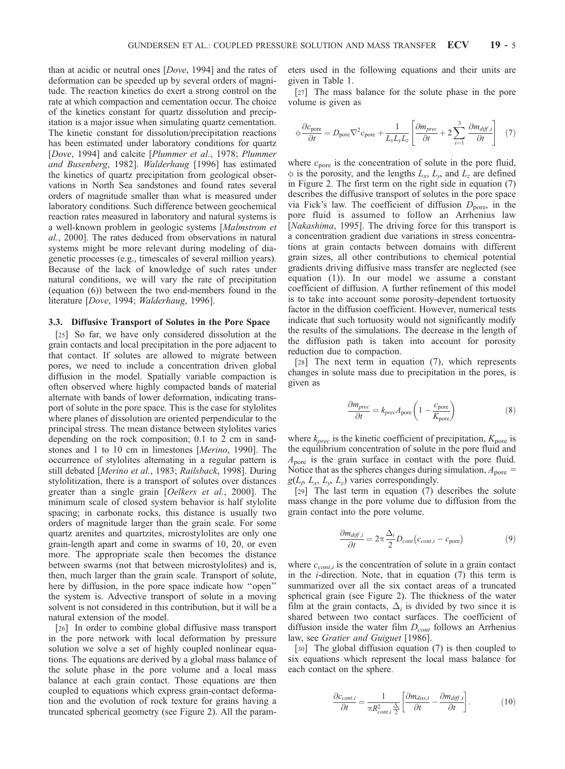than at acidic or neutral ones [*Dove*, 1994] and the rates of deformation can be speeded up by several orders of magnitude. The reaction kinetics do exert a strong control on the rate at which compaction and cementation occur. The choice of the kinetics constant for quartz dissolution and precipitation is a major issue when simulating quartz cementation. The kinetic constant for dissolution/precipitation reactions has been estimated under laboratory conditions for quartz [*Dove*, 1994] and calcite [*Plummer et al.*, 1978; *Plummer and Busenberg*, 1982]. *Walderhaug* [1996] has estimated the kinetics of quartz precipitation from geological observations in North Sea sandstones and found rates several orders of magnitude smaller than what is measured under laboratory conditions. Such difference between geochemical reaction rates measured in laboratory and natural systems is a well-known problem in geologic systems [*Malmstrom et al.*, 2000]. The rates deduced from observations in natural systems might be more relevant during modeling of diagenetic processes (e.g., timescales of several million years). Because of the lack of knowledge of such rates under natural conditions, we will vary the rate of precipitation (equation (6)) between the two end-members found in the literature [*Dove*, 1994; *Walderhaug*, 1996].

### 3.3. Diffusive Transport of Solutes in the Pore Space

[25] So far, we have only considered dissolution at the grain contacts and local precipitation in the pore adjacent to that contact. If solutes are allowed to migrate between pores, we need to include a concentration driven global diffusion in the model. Spatially variable compaction is often observed where highly compacted bands of material alternate with bands of lower deformation, indicating transport of solute in the pore space. This is the case for stylolites where planes of dissolution are oriented perpendicular to the principal stress. The mean distance between stylolites varies depending on the rock composition; 0.1 to 2 cm in sandstones and 1 to 10 cm in limestones [*Merino*, 1990]. The occurrence of stylolites alternating in a regular pattern is still debated [*Merino et al.*, 1983; *Railsback*, 1998]. During stylolitization, there is a transport of solutes over distances greater than a single grain [*Oelkers et al.*, 2000]. The minimum scale of closed system behavior is half stylolite spacing; in carbonate rocks, this distance is usually two orders of magnitude larger than the grain scale. For some quartz arenites and quartzites, microstylolites are only one grain-length apart and come in swarms of 10, 20, or even more. The appropriate scale then becomes the distance between swarms (not that between microstylolites) and is, then, much larger than the grain scale. Transport of solute, here by diffusion, in the pore space indicate how "open" the system is. Advective transport of solute in a moving solvent is not considered in this contribution, but it will be a natural extension of the model.

[26] In order to combine global diffusive mass transport in the pore network with local deformation by pressure solution we solve a set of highly coupled nonlinear equations. The equations are derived by a global mass balance of the solute phase in the pore volume and a local mass balance at each grain contact. Those equations are then coupled to equations which express grain-contact deformation and the evolution of rock texture for grains having a truncated spherical geometry (see Figure 2). All the parameters used in the following equations and their units are given in Table 1.

[27] The mass balance for the solute phase in the pore volume is given as

$$\phi \frac{\partial c_{\mathrm{pore}}}{\partial t} = D_{\mathrm{pore}} \nabla^2 c_{\mathrm{pore}} + \frac{1}{L_x L_y L_z} \left[ \frac{\partial m_{prec}}{\partial t} + 2 \sum_{i=1}^{3} \frac{\partial m_{diff,i}}{\partial t} \right] \quad (7)$$

where $c_{\mathrm{pore}}$ is the concentration of solute in the pore fluid, $\phi$ is the porosity, and the lengths $L_x$, $L_y$, and $L_z$ are defined in Figure 2. The first term on the right side in equation (7) describes the diffusive transport of solutes in the pore space via Fick's law. The coefficient of diffusion $D_{\mathrm{pore}}$, in the pore fluid is assumed to follow an Arrhenius law [*Nakashima*, 1995]. The driving force for this transport is a concentration gradient due variations in stress concentrations at grain contacts between domains with different grain sizes, all other contributions to chemical potential gradients driving diffusive mass transfer are neglected (see equation (1)). In our model we assume a constant coefficient of diffusion. A further refinement of this model is to take into account some porosity-dependent tortuosity factor in the diffusion coefficient. However, numerical tests indicate that such tortuosity would not significantly modify the results of the simulations. The decrease in the length of the diffusion path is taken into account for porosity reduction due to compaction.

[28] The next term in equation (7), which represents changes in solute mass due to precipitation in the pores, is given as

$$\frac{\partial m_{prec}}{\partial t} = k_{prec} A_{\mathrm{pore}} \left( 1 - \frac{c_{\mathrm{pore}}}{K_{\mathrm{pore}}} \right) \quad (8)$$

where $k_{prec}$ is the kinetic coefficient of precipitation, $K_{\mathrm{pore}}$ is the equilibrium concentration of solute in the pore fluid and $A_{\mathrm{pore}}$ is the grain surface in contact with the pore fluid. Notice that as the spheres changes during simulation, $A_{\mathrm{pore}} = g(L_f, L_x, L_y, L_z)$ varies correspondingly.

[29] The last term in equation (7) describes the solute mass change in the pore volume due to diffusion from the grain contact into the pore volume.

$$\frac{\partial m_{diff,i}}{\partial t} = 2\pi \frac{\Delta_i}{2} D_{cont} \left( c_{cont,i} - c_{\mathrm{pore}} \right) \quad (9)$$

where $c_{cont,i}$ is the concentration of solute in a grain contact in the $i$-direction. Note, that in equation (7) this term is summarized over all the six contact areas of a truncated spherical grain (see Figure 2). The thickness of the water film at the grain contacts, $\Delta_i$ is divided by two since it is shared between two contact surfaces. The coefficient of diffusion inside the water film $D_{cont}$ follows an Arrhenius law, see *Gratier and Guiguet* [1986].

[30] The global diffusion equation (7) is then coupled to six equations which represent the local mass balance for each contact on the sphere.

$$\frac{\partial c_{cont,i}}{\partial t} = \frac{1}{\pi R_{cont,i}^2 \frac{\Delta_i}{2}} \left[ \frac{\partial m_{diss,i}}{\partial t} - \frac{\partial m_{diff,i}}{\partial t} \right]. \quad (10)$$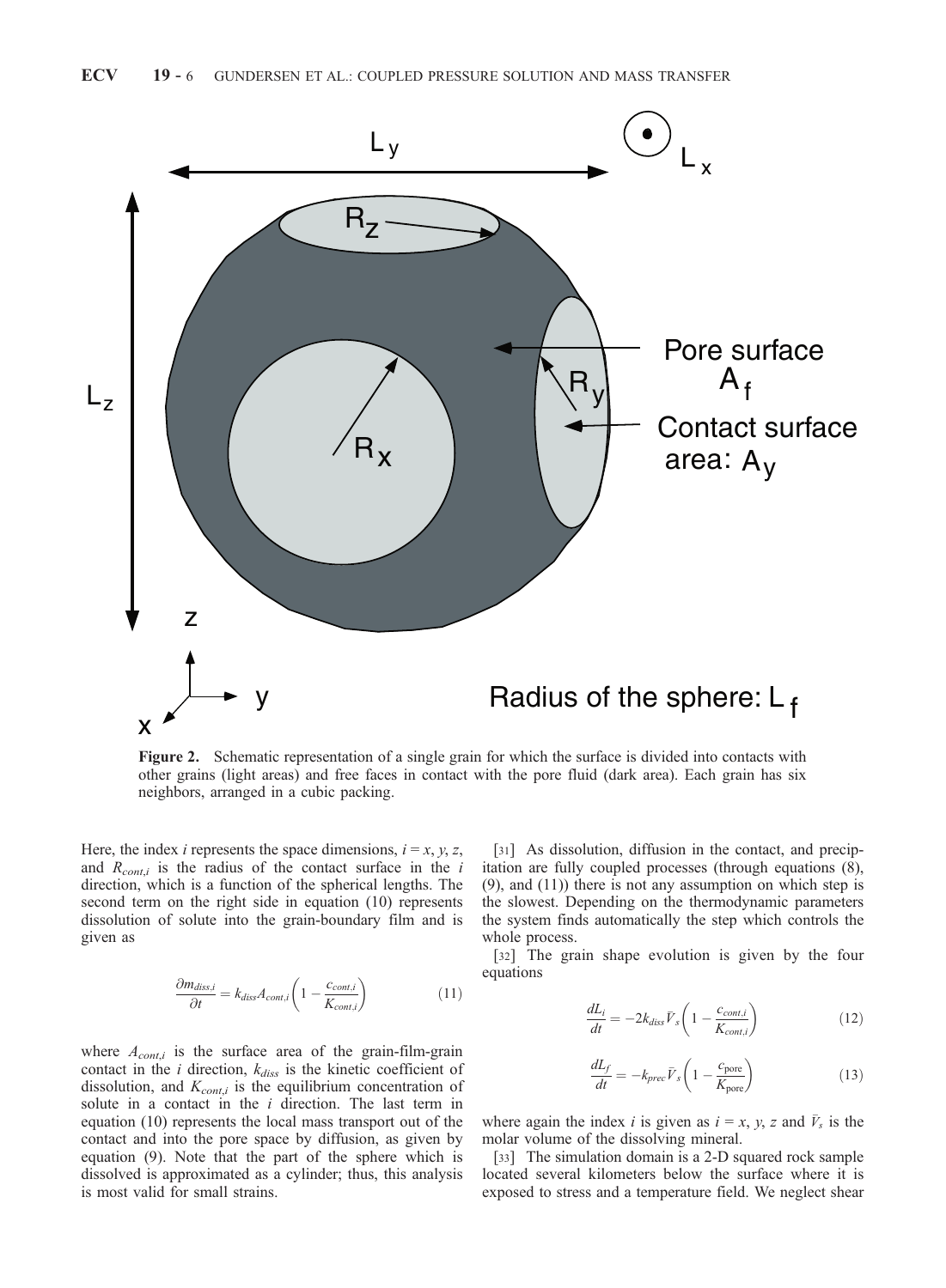Figure 2. Schematic representation of a single grain for which the surface is divided into contacts with other grains (light areas) and free faces in contact with the pore fluid (dark area). Each grain has six neighbors, arranged in a cubic packing.

Here, the index $i$ represents the space dimensions, $i = x, y, z$, and $R_{cont,i}$ is the radius of the contact surface in the $i$ direction, which is a function of the spherical lengths. The second term on the right side in equation (10) represents dissolution of solute into the grain-boundary film and is given as

$$\frac{\partial m_{diss,i}}{\partial t} = k_{diss} A_{cont,i} \left( 1 - \frac{c_{cont,i}}{K_{cont,i}} \right) \tag{11}$$

where $A_{cont,i}$ is the surface area of the grain-film-grain contact in the $i$ direction, $k_{diss}$ is the kinetic coefficient of dissolution, and $K_{cont,i}$ is the equilibrium concentration of solute in a contact in the $i$ direction. The last term in equation (10) represents the local mass transport out of the contact and into the pore space by diffusion, as given by equation (9). Note that the part of the sphere which is dissolved is approximated as a cylinder; thus, this analysis is most valid for small strains.

[31] As dissolution, diffusion in the contact, and precipitation are fully coupled processes (through equations (8), (9), and (11)) there is not any assumption on which step is the slowest. Depending on the thermodynamic parameters the system finds automatically the step which controls the whole process.

[32] The grain shape evolution is given by the four equations

$$\frac{dL_i}{dt} = -2k_{diss} \bar{V}_s \left( 1 - \frac{c_{cont,i}}{K_{cont,i}} \right) \tag{12}$$

$$\frac{dL_f}{dt} = -k_{prec} \bar{V}_s \left( 1 - \frac{c_{\text{pore}}}{K_{\text{pore}}} \right) \tag{13}$$

where again the index $i$ is given as $i = x, y, z$ and $\bar{V}_s$ is the molar volume of the dissolving mineral.

[33] The simulation domain is a 2-D squared rock sample located several kilometers below the surface where it is exposed to stress and a temperature field. We neglect shear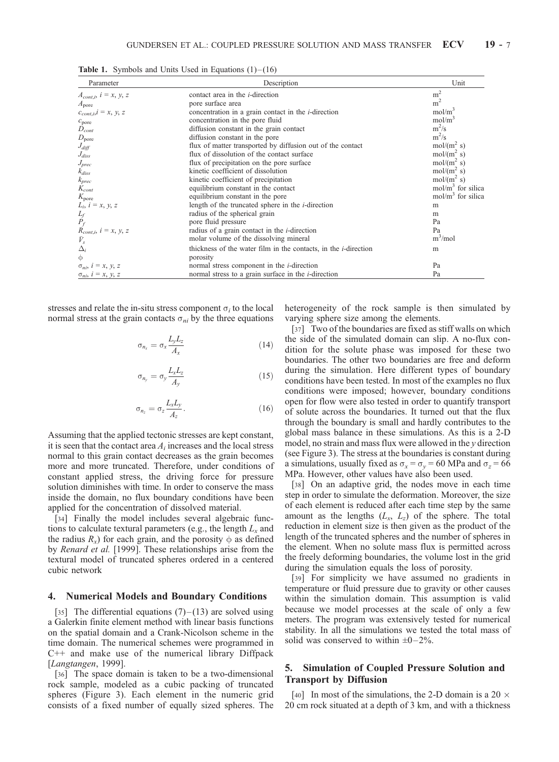**Table 1.** Symbols and Units Used in Equations (1)–(16)

| Parameter | Description | Unit |
|---|---|---|
| $A_{cont,i}$, $i = x, y, z$ | contact area in the *i*-direction | $m^2$ |
| $A_{pore}$ | pore surface area | $m^2$ |
| $c_{cont,i}$, $i = x, y, z$ | concentration in a grain contact in the *i*-direction | $mol/m^3$ |
| $c_{pore}$ | concentration in the pore fluid | $mol/m^3$ |
| $D_{cont}$ | diffusion constant in the grain contact | $m^2/s$ |
| $D_{pore}$ | diffusion constant in the pore | $m^2/s$ |
| $J_{diff}$ | flux of matter transported by diffusion out of the contact | $mol/(m^2\ s)$ |
| $J_{diss}$ | flux of dissolution of the contact surface | $mol/(m^2\ s)$ |
| $J_{prec}$ | flux of precipitation on the pore surface | $mol/(m^2\ s)$ |
| $k_{diss}$ | kinetic coefficient of dissolution | $mol/(m^2\ s)$ |
| $k_{prec}$ | kinetic coefficient of precipitation | $mol/(m^2\ s)$ |
| $K_{cont}$ | equilibrium constant in the contact | $mol/m^3$ for silica |
| $K_{pore}$ | equilibrium constant in the pore | $mol/m^3$ for silica |
| $L_i$, $i = x, y, z$ | length of the truncated sphere in the *i*-direction | m |
| $L_f$ | radius of the spherical grain | m |
| $P_f$ | pore fluid pressure | Pa |
| $R_{cont,i}$, $i = x, y, z$ | radius of a grain contact in the *i*-direction | Pa |
| $\bar{V}_s$ | molar volume of the dissolving mineral | $m^3/mol$ |
| $\Delta_i$ | thickness of the water film in the contacts, in the *i*-direction | m |
| $\phi$ | porosity | |
| $\sigma_{ni}$, $i = x, y, z$ | normal stress component in the *i*-direction | Pa |
| $\sigma_{ni}$, $i = x, y, z$ | normal stress to a grain surface in the *i*-direction | Pa |

stresses and relate the in-situ stress component $\sigma_i$ to the local normal stress at the grain contacts $\sigma_{ni}$ by the three equations

$$\sigma_{n_x} = \sigma_x \frac{L_y L_z}{A_x} \tag{14}$$

$$\sigma_{n_y} = \sigma_y \frac{L_x L_z}{A_y} \tag{15}$$

$$\sigma_{n_z} = \sigma_z \frac{L_x L_y}{A_z}. \tag{16}$$

Assuming that the applied tectonic stresses are kept constant, it is seen that the contact area $A_i$ increases and the local stress normal to this grain contact decreases as the grain becomes more and more truncated. Therefore, under conditions of constant applied stress, the driving force for pressure solution diminishes with time. In order to conserve the mass inside the domain, no flux boundary conditions have been applied for the concentration of dissolved material.

[34] Finally the model includes several algebraic functions to calculate textural parameters (e.g., the length $L_x$ and the radius $R_x$) for each grain, and the porosity $\phi$ as defined by *Renard et al.* [1999]. These relationships arise from the textural model of truncated spheres ordered in a centered cubic network

## 4. Numerical Models and Boundary Conditions

[35] The differential equations (7)–(13) are solved using a Galerkin finite element method with linear basis functions on the spatial domain and a Crank-Nicolson scheme in the time domain. The numerical schemes were programmed in C++ and make use of the numerical library Diffpack [*Langtangen*, 1999].

[36] The space domain is taken to be a two-dimensional rock sample, modeled as a cubic packing of truncated spheres (Figure 3). Each element in the numeric grid consists of a fixed number of equally sized spheres. The heterogeneity of the rock sample is then simulated by varying sphere size among the elements.

[37] Two of the boundaries are fixed as stiff walls on which the side of the simulated domain can slip. A no-flux condition for the solute phase was imposed for these two boundaries. The other two boundaries are free and deform during the simulation. Here different types of boundary conditions have been tested. In most of the examples no flux conditions were imposed; however, boundary conditions open for flow were also tested in order to quantify transport of solute across the boundaries. It turned out that the flux through the boundary is small and hardly contributes to the global mass balance in these simulations. As this is a 2-D model, no strain and mass flux were allowed in the *y* direction (see Figure 3). The stress at the boundaries is constant during a simulations, usually fixed as $\sigma_x = \sigma_y = 60$ MPa and $\sigma_z = 66$ MPa. However, other values have also been used.

[38] On an adaptive grid, the nodes move in each time step in order to simulate the deformation. Moreover, the size of each element is reduced after each time step by the same amount as the lengths ($L_x$, $L_z$) of the sphere. The total reduction in element size is then given as the product of the length of the truncated spheres and the number of spheres in the element. When no solute mass flux is permitted across the freely deforming boundaries, the volume lost in the grid during the simulation equals the loss of porosity.

[39] For simplicity we have assumed no gradients in temperature or fluid pressure due to gravity or other causes within the simulation domain. This assumption is valid because we model processes at the scale of only a few meters. The program was extensively tested for numerical stability. In all the simulations we tested the total mass of solid was conserved to within ±0–2%.

## 5. Simulation of Coupled Pressure Solution and Transport by Diffusion

[40] In most of the simulations, the 2-D domain is a 20 × 20 cm rock situated at a depth of 3 km, and with a thickness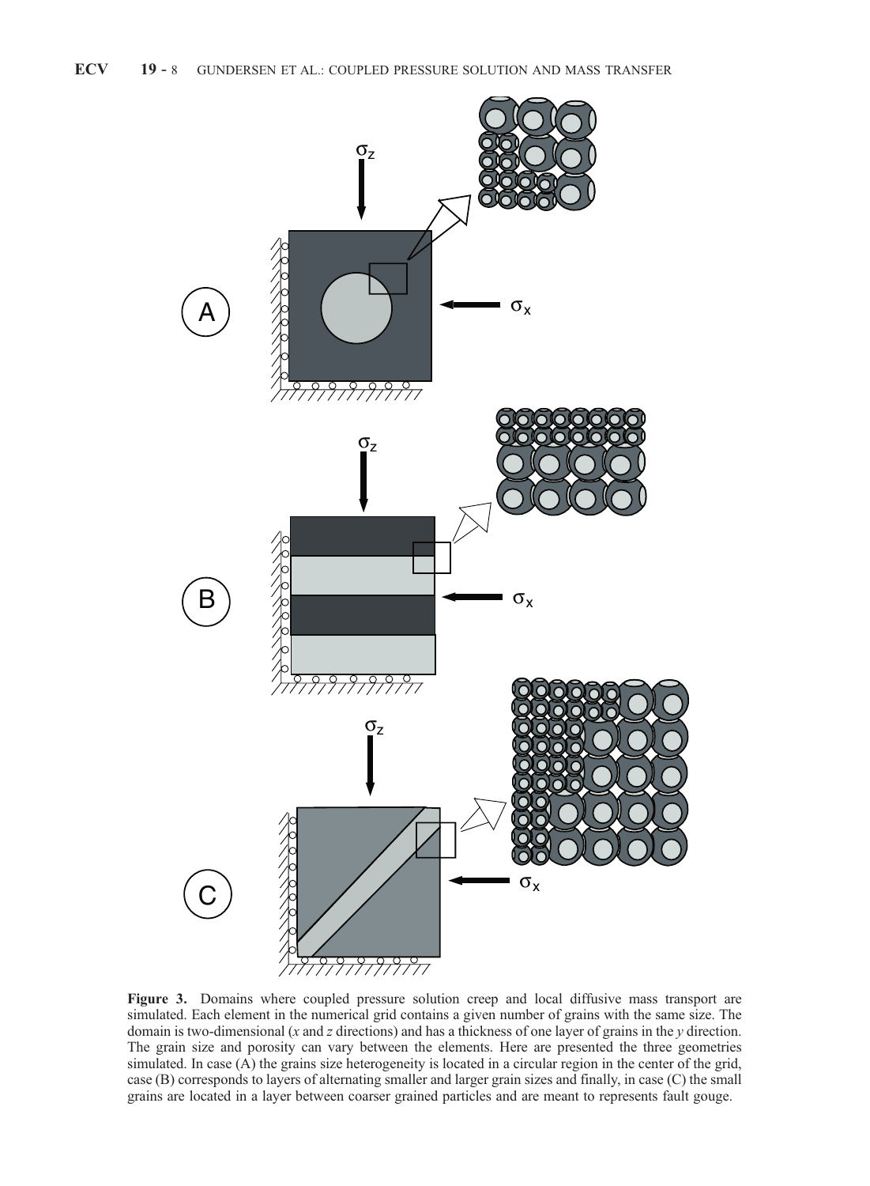**Figure 3.** Domains where coupled pressure solution creep and local diffusive mass transport are simulated. Each element in the numerical grid contains a given number of grains with the same size. The domain is two-dimensional (*x* and *z* directions) and has a thickness of one layer of grains in the *y* direction. The grain size and porosity can vary between the elements. Here are presented the three geometries simulated. In case (A) the grains size heterogeneity is located in a circular region in the center of the grid, case (B) corresponds to layers of alternating smaller and larger grain sizes and finally, in case (C) the small grains are located in a layer between coarser grained particles and are meant to represents fault gouge.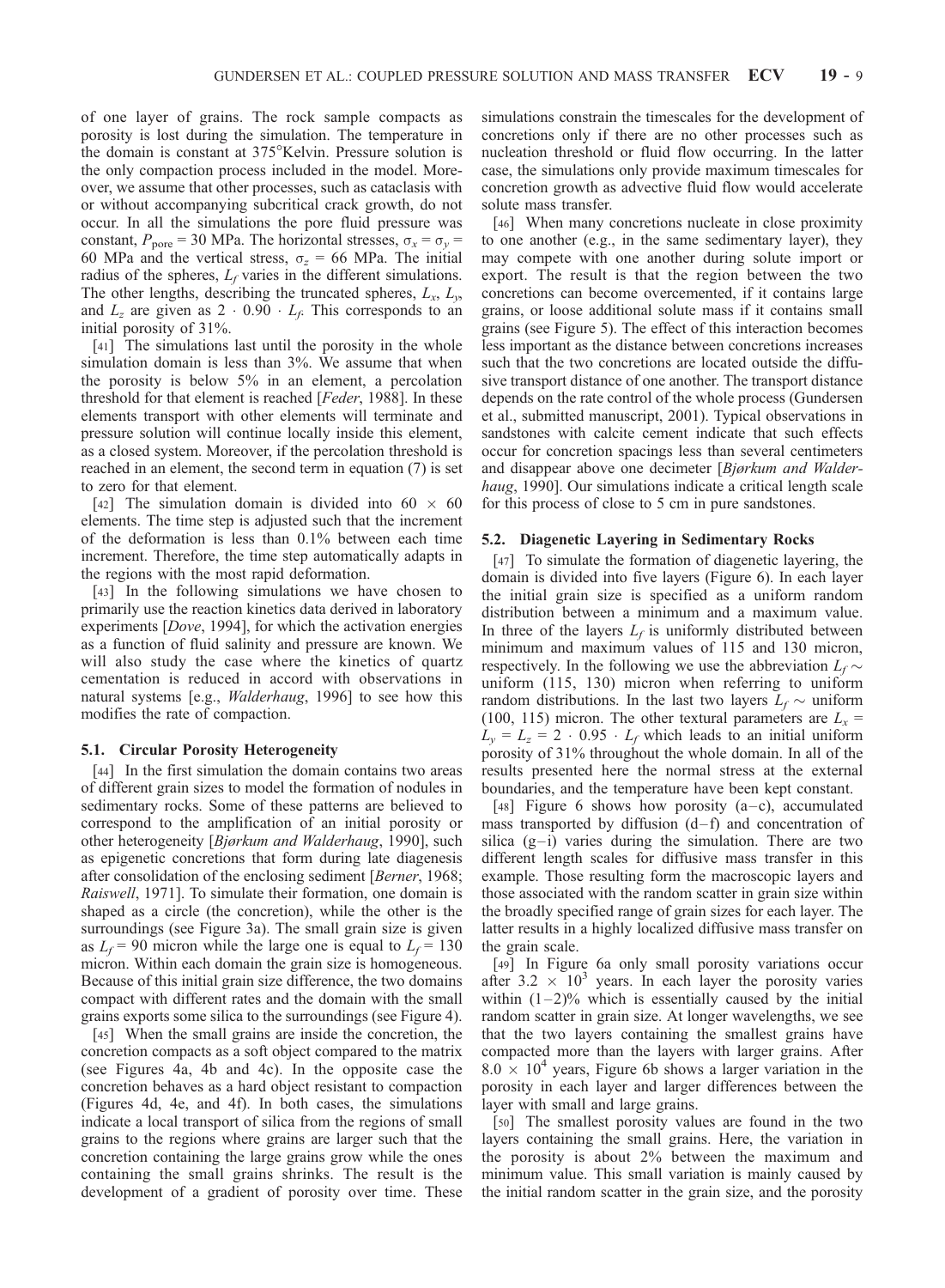of one layer of grains. The rock sample compacts as porosity is lost during the simulation. The temperature in the domain is constant at 375°Kelvin. Pressure solution is the only compaction process included in the model. Moreover, we assume that other processes, such as cataclasis with or without accompanying subcritical crack growth, do not occur. In all the simulations the pore fluid pressure was constant, $P_{\mathrm{pore}}$ = 30 MPa. The horizontal stresses, $\sigma_x = \sigma_y$ = 60 MPa and the vertical stress, $\sigma_z$ = 66 MPa. The initial radius of the spheres, $L_f$ varies in the different simulations. The other lengths, describing the truncated spheres, $L_x$, $L_y$, and $L_z$ are given as $2 \cdot 0.90 \cdot L_f$. This corresponds to an initial porosity of 31%.

[41] The simulations last until the porosity in the whole simulation domain is less than 3%. We assume that when the porosity is below 5% in an element, a percolation threshold for that element is reached [*Feder*, 1988]. In these elements transport with other elements will terminate and pressure solution will continue locally inside this element, as a closed system. Moreover, if the percolation threshold is reached in an element, the second term in equation (7) is set to zero for that element.

[42] The simulation domain is divided into $60 \times 60$ elements. The time step is adjusted such that the increment of the deformation is less than 0.1% between each time increment. Therefore, the time step automatically adapts in the regions with the most rapid deformation.

[43] In the following simulations we have chosen to primarily use the reaction kinetics data derived in laboratory experiments [*Dove*, 1994], for which the activation energies as a function of fluid salinity and pressure are known. We will also study the case where the kinetics of quartz cementation is reduced in accord with observations in natural systems [e.g., *Walderhaug*, 1996] to see how this modifies the rate of compaction.

### 5.1. Circular Porosity Heterogeneity

[44] In the first simulation the domain contains two areas of different grain sizes to model the formation of nodules in sedimentary rocks. Some of these patterns are believed to correspond to the amplification of an initial porosity or other heterogeneity [*Bjørkum and Walderhaug*, 1990], such as epigenetic concretions that form during late diagenesis after consolidation of the enclosing sediment [*Berner*, 1968; *Raiswell*, 1971]. To simulate their formation, one domain is shaped as a circle (the concretion), while the other is the surroundings (see Figure 3a). The small grain size is given as $L_f$ = 90 micron while the large one is equal to $L_f$ = 130 micron. Within each domain the grain size is homogeneous. Because of this initial grain size difference, the two domains compact with different rates and the domain with the small grains exports some silica to the surroundings (see Figure 4).

[45] When the small grains are inside the concretion, the concretion compacts as a soft object compared to the matrix (see Figures 4a, 4b and 4c). In the opposite case the concretion behaves as a hard object resistant to compaction (Figures 4d, 4e, and 4f). In both cases, the simulations indicate a local transport of silica from the regions of small grains to the regions where grains are larger such that the concretion containing the large grains grow while the ones containing the small grains shrinks. The result is the development of a gradient of porosity over time. These simulations constrain the timescales for the development of concretions only if there are no other processes such as nucleation threshold or fluid flow occurring. In the latter case, the simulations only provide maximum timescales for concretion growth as advective fluid flow would accelerate solute mass transfer.

[46] When many concretions nucleate in close proximity to one another (e.g., in the same sedimentary layer), they may compete with one another during solute import or export. The result is that the region between the two concretions can become overcemented, if it contains large grains, or loose additional solute mass if it contains small grains (see Figure 5). The effect of this interaction becomes less important as the distance between concretions increases such that the two concretions are located outside the diffusive transport distance of one another. The transport distance depends on the rate control of the whole process (Gundersen et al., submitted manuscript, 2001). Typical observations in sandstones with calcite cement indicate that such effects occur for concretion spacings less than several centimeters and disappear above one decimeter [*Bjørkum and Walderhaug*, 1990]. Our simulations indicate a critical length scale for this process of close to 5 cm in pure sandstones.

### 5.2. Diagenetic Layering in Sedimentary Rocks

[47] To simulate the formation of diagenetic layering, the domain is divided into five layers (Figure 6). In each layer the initial grain size is specified as a uniform random distribution between a minimum and a maximum value. In three of the layers $L_f$ is uniformly distributed between minimum and maximum values of 115 and 130 micron, respectively. In the following we use the abbreviation $L_f \sim$ uniform (115, 130) micron when referring to uniform random distributions. In the last two layers $L_f \sim$ uniform (100, 115) micron. The other textural parameters are $L_x = L_y = L_z = 2 \cdot 0.95 \cdot L_f$ which leads to an initial uniform porosity of 31% throughout the whole domain. In all of the results presented here the normal stress at the external boundaries, and the temperature have been kept constant.

[48] Figure 6 shows how porosity (a–c), accumulated mass transported by diffusion (d–f) and concentration of silica (g–i) varies during the simulation. There are two different length scales for diffusive mass transfer in this example. Those resulting form the macroscopic layers and those associated with the random scatter in grain size within the broadly specified range of grain sizes for each layer. The latter results in a highly localized diffusive mass transfer on the grain scale.

[49] In Figure 6a only small porosity variations occur after $3.2 \times 10^3$ years. In each layer the porosity varies within (1–2)% which is essentially caused by the initial random scatter in grain size. At longer wavelengths, we see that the two layers containing the smallest grains have compacted more than the layers with larger grains. After $8.0 \times 10^4$ years, Figure 6b shows a larger variation in the porosity in each layer and larger differences between the layer with small and large grains.

[50] The smallest porosity values are found in the two layers containing the small grains. Here, the variation in the porosity is about 2% between the maximum and minimum value. This small variation is mainly caused by the initial random scatter in the grain size, and the porosity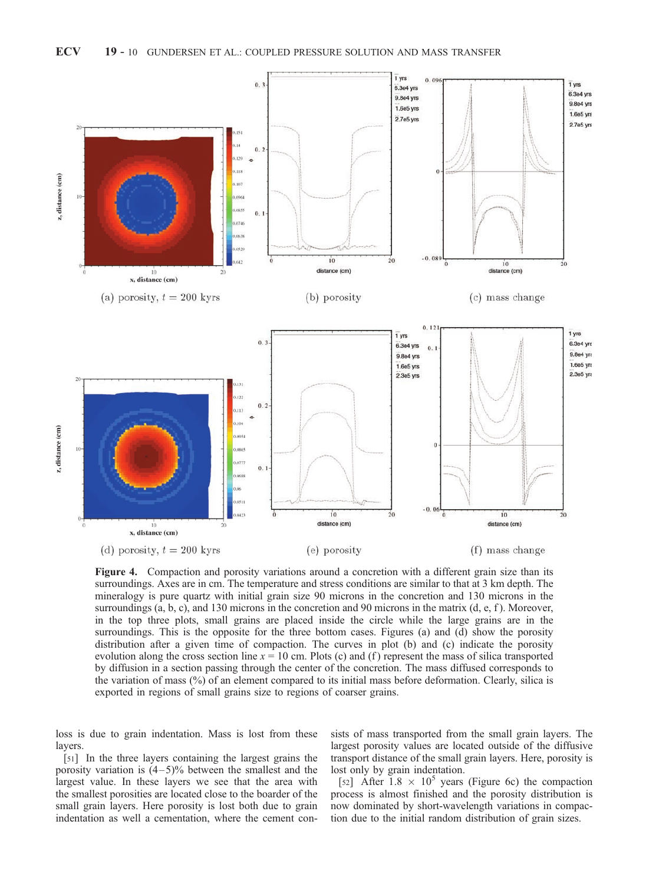(a) porosity, $t = 200$ kyrs

(b) porosity

(c) mass change

(d) porosity, $t = 200$ kyrs

(e) porosity

(f) mass change

**Figure 4.** Compaction and porosity variations around a concretion with a different grain size than its surroundings. Axes are in cm. The temperature and stress conditions are similar to that at 3 km depth. The mineralogy is pure quartz with initial grain size 90 microns in the concretion and 130 microns in the surroundings (a, b, c), and 130 microns in the concretion and 90 microns in the matrix (d, e, f). Moreover, in the top three plots, small grains are placed inside the circle while the large grains are in the surroundings. This is the opposite for the three bottom cases. Figures (a) and (d) show the porosity distribution after a given time of compaction. The curves in plot (b) and (c) indicate the porosity evolution along the cross section line $x = 10$ cm. Plots (c) and (f) represent the mass of silica transported by diffusion in a section passing through the center of the concretion. The mass diffused corresponds to the variation of mass (%) of an element compared to its initial mass before deformation. Clearly, silica is exported in regions of small grains size to regions of coarser grains.

loss is due to grain indentation. Mass is lost from these layers.

[51] In the three layers containing the largest grains the porosity variation is (4–5)% between the smallest and the largest value. In these layers we see that the area with the smallest porosities are located close to the boarder of the small grain layers. Here porosity is lost both due to grain indentation as well a cementation, where the cement consists of mass transported from the small grain layers. The largest porosity values are located outside of the diffusive transport distance of the small grain layers. Here, porosity is lost only by grain indentation.

[52] After $1.8 \times 10^5$ years (Figure 6c) the compaction process is almost finished and the porosity distribution is now dominated by short-wavelength variations in compaction due to the initial random distribution of grain sizes.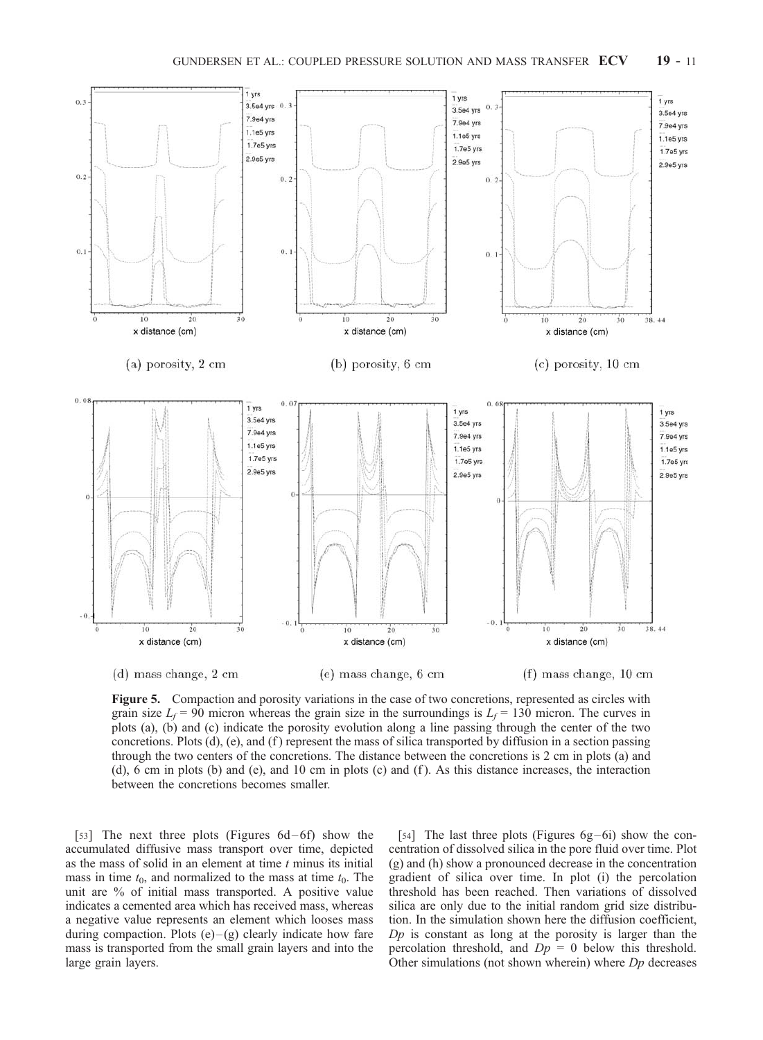**Figure 5.** Compaction and porosity variations in the case of two concretions, represented as circles with grain size $L_f$ = 90 micron whereas the grain size in the surroundings is $L_f$ = 130 micron. The curves in plots (a), (b) and (c) indicate the porosity evolution along a line passing through the center of the two concretions. Plots (d), (e), and (f) represent the mass of silica transported by diffusion in a section passing through the two centers of the concretions. The distance between the concretions is 2 cm in plots (a) and (d), 6 cm in plots (b) and (e), and 10 cm in plots (c) and (f). As this distance increases, the interaction between the concretions becomes smaller.

[53] The next three plots (Figures 6d–6f) show the accumulated diffusive mass transport over time, depicted as the mass of solid in an element at time $t$ minus its initial mass in time $t_0$, and normalized to the mass at time $t_0$. The unit are % of initial mass transported. A positive value indicates a cemented area which has received mass, whereas a negative value represents an element which looses mass during compaction. Plots (e)–(g) clearly indicate how fare mass is transported from the small grain layers and into the large grain layers.

[54] The last three plots (Figures 6g–6i) show the concentration of dissolved silica in the pore fluid over time. Plot (g) and (h) show a pronounced decrease in the concentration gradient of silica over time. In plot (i) the percolation threshold has been reached. Then variations of dissolved silica are only due to the initial random grid size distribution. In the simulation shown here the diffusion coefficient, $Dp$ is constant as long at the porosity is larger than the percolation threshold, and $Dp$ = 0 below this threshold. Other simulations (not shown wherein) where $Dp$ decreases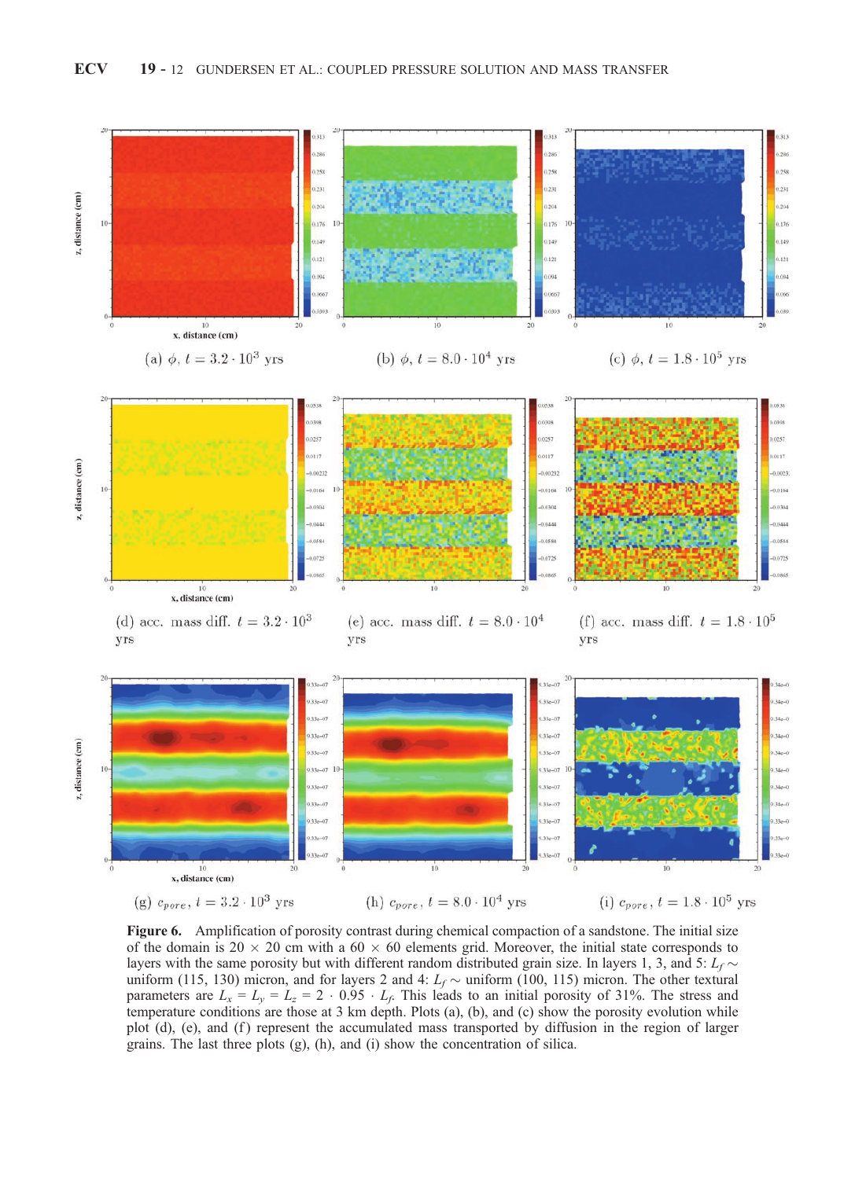(a) $\phi$, $t = 3.2 \cdot 10^3$ yrs

(b) $\phi$, $t = 8.0 \cdot 10^4$ yrs

(c) $\phi$, $t = 1.8 \cdot 10^5$ yrs

(d) acc. mass diff. $t = 3.2 \cdot 10^3$ yrs

(e) acc. mass diff. $t = 8.0 \cdot 10^4$ yrs

(f) acc. mass diff. $t = 1.8 \cdot 10^5$ yrs

(g) $c_{pore}$, $t = 3.2 \cdot 10^3$ yrs

(h) $c_{pore}$, $t = 8.0 \cdot 10^4$ yrs

(i) $c_{pore}$, $t = 1.8 \cdot 10^5$ yrs

**Figure 6.** Amplification of porosity contrast during chemical compaction of a sandstone. The initial size of the domain is 20 × 20 cm with a 60 × 60 elements grid. Moreover, the initial state corresponds to layers with the same porosity but with different random distributed grain size. In layers 1, 3, and 5: $L_f \sim$ uniform (115, 130) micron, and for layers 2 and 4: $L_f \sim$ uniform (100, 115) micron. The other textural parameters are $L_x = L_y = L_z = 2 \cdot 0.95 \cdot L_f$. This leads to an initial porosity of 31%. The stress and temperature conditions are those at 3 km depth. Plots (a), (b), and (c) show the porosity evolution while plot (d), (e), and (f) represent the accumulated mass transported by diffusion in the region of larger grains. The last three plots (g), (h), and (i) show the concentration of silica.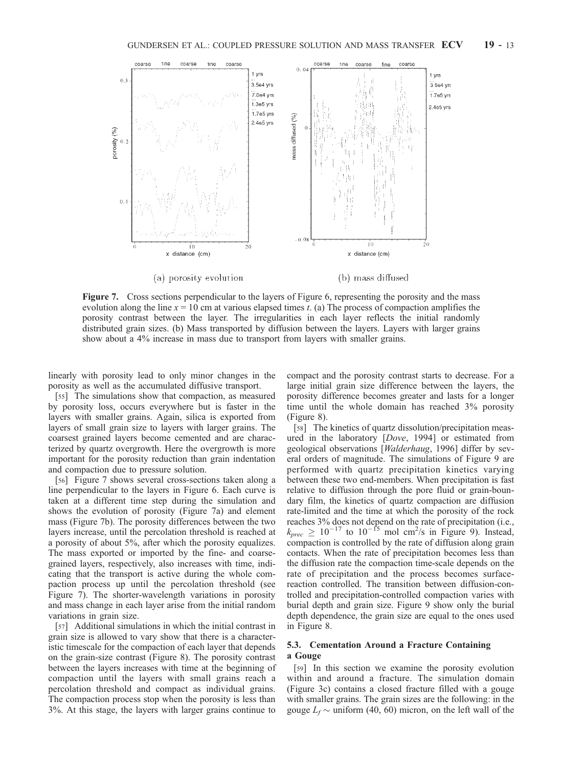**Figure 7.** Cross sections perpendicular to the layers of Figure 6, representing the porosity and the mass evolution along the line $x = 10$ cm at various elapsed times $t$. (a) The process of compaction amplifies the porosity contrast between the layer. The irregularities in each layer reflects the initial randomly distributed grain sizes. (b) Mass transported by diffusion between the layers. Layers with larger grains show about a 4% increase in mass due to transport from layers with smaller grains.

linearly with porosity lead to only minor changes in the porosity as well as the accumulated diffusive transport.

[55] The simulations show that compaction, as measured by porosity loss, occurs everywhere but is faster in the layers with smaller grains. Again, silica is exported from layers of small grain size to layers with larger grains. The coarsest grained layers become cemented and are characterized by quartz overgrowth. Here the overgrowth is more important for the porosity reduction than grain indentation and compaction due to pressure solution.

[56] Figure 7 shows several cross-sections taken along a line perpendicular to the layers in Figure 6. Each curve is taken at a different time step during the simulation and shows the evolution of porosity (Figure 7a) and element mass (Figure 7b). The porosity differences between the two layers increase, until the percolation threshold is reached at a porosity of about 5%, after which the porosity equalizes. The mass exported or imported by the fine- and coarse-grained layers, respectively, also increases with time, indicating that the transport is active during the whole compaction process up until the percolation threshold (see Figure 7). The shorter-wavelength variations in porosity and mass change in each layer arise from the initial random variations in grain size.

[57] Additional simulations in which the initial contrast in grain size is allowed to vary show that there is a characteristic timescale for the compaction of each layer that depends on the grain-size contrast (Figure 8). The porosity contrast between the layers increases with time at the beginning of compaction until the layers with small grains reach a percolation threshold and compact as individual grains. The compaction process stop when the porosity is less than 3%. At this stage, the layers with larger grains continue to compact and the porosity contrast starts to decrease. For a large initial grain size difference between the layers, the porosity difference becomes greater and lasts for a longer time until the whole domain has reached 3% porosity (Figure 8).

[58] The kinetics of quartz dissolution/precipitation measured in the laboratory [*Dove*, 1994] or estimated from geological observations [*Walderhaug*, 1996] differ by several orders of magnitude. The simulations of Figure 9 are performed with quartz precipitation kinetics varying between these two end-members. When precipitation is fast relative to diffusion through the pore fluid or grain-boundary film, the kinetics of quartz compaction are diffusion rate-limited and the time at which the porosity of the rock reaches 3% does not depend on the rate of precipitation (i.e., $k_{prec} \geq 10^{-17}$ to $10^{-15}$ mol cm$^2$/s in Figure 9). Instead, compaction is controlled by the rate of diffusion along grain contacts. When the rate of precipitation becomes less than the diffusion rate the compaction time-scale depends on the rate of precipitation and the process becomes surface-reaction controlled. The transition between diffusion-controlled and precipitation-controlled compaction varies with burial depth and grain size. Figure 9 show only the burial depth dependence, the grain size are equal to the ones used in Figure 8.

### 5.3. Cementation Around a Fracture Containing a Gouge

[59] In this section we examine the porosity evolution within and around a fracture. The simulation domain (Figure 3c) contains a closed fracture filled with a gouge with smaller grains. The grain sizes are the following: in the gouge $L_f \sim$ uniform (40, 60) micron, on the left wall of the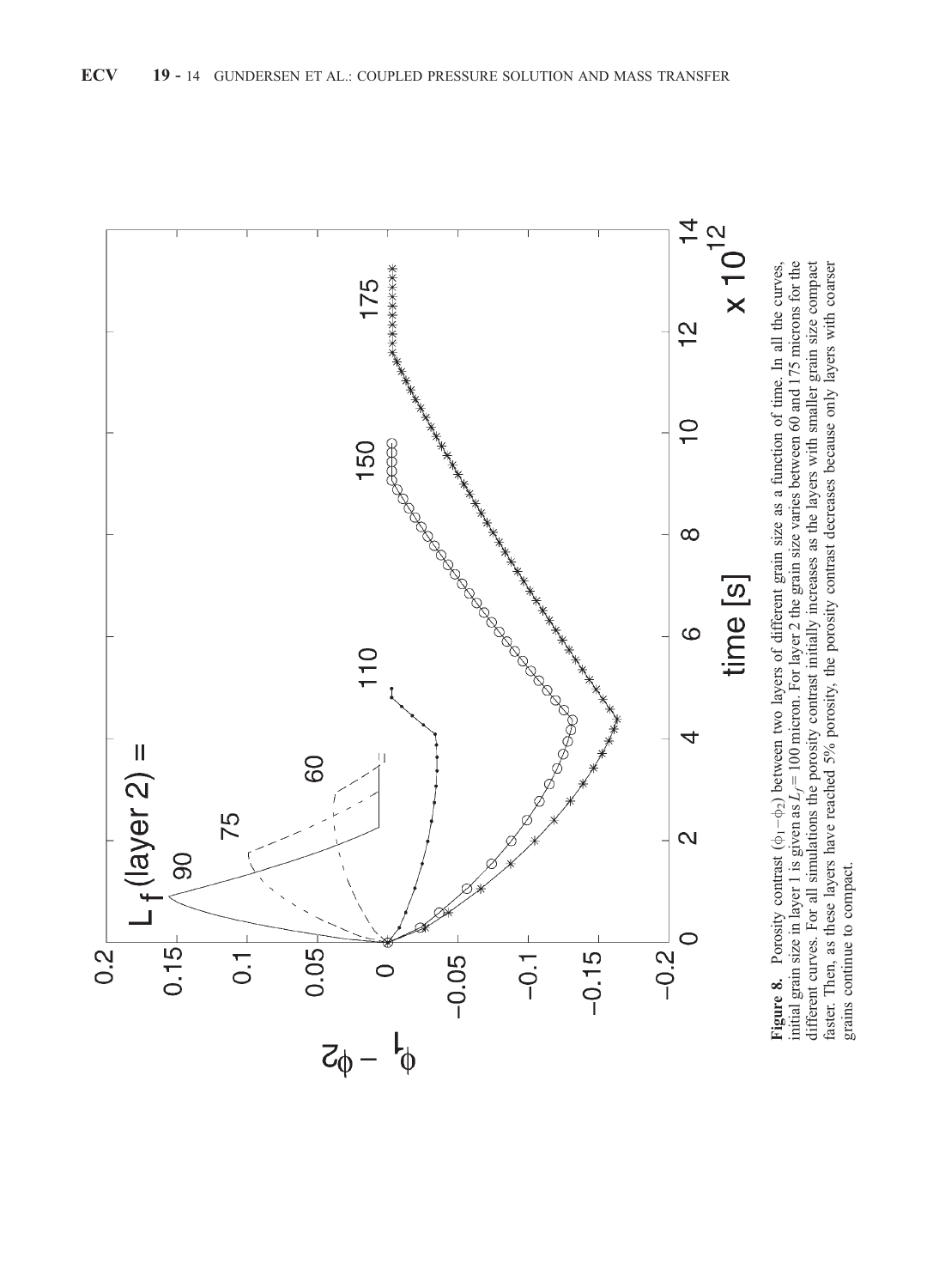**Figure 8.** Porosity contrast ($\phi_1 - \phi_2$) between two layers of different grain size as a function of time. In all the curves, initial grain size in layer 1 is given as $L_f = 100$ micron. For layer 2 the grain size varies between 60 and 175 microns for the different curves. For all simulations the porosity contrast initially increases as the layers with smaller grain size compact faster. Then, as these layers have reached 5% porosity, the porosity contrast decreases because only layers with coarser grains continue to compact.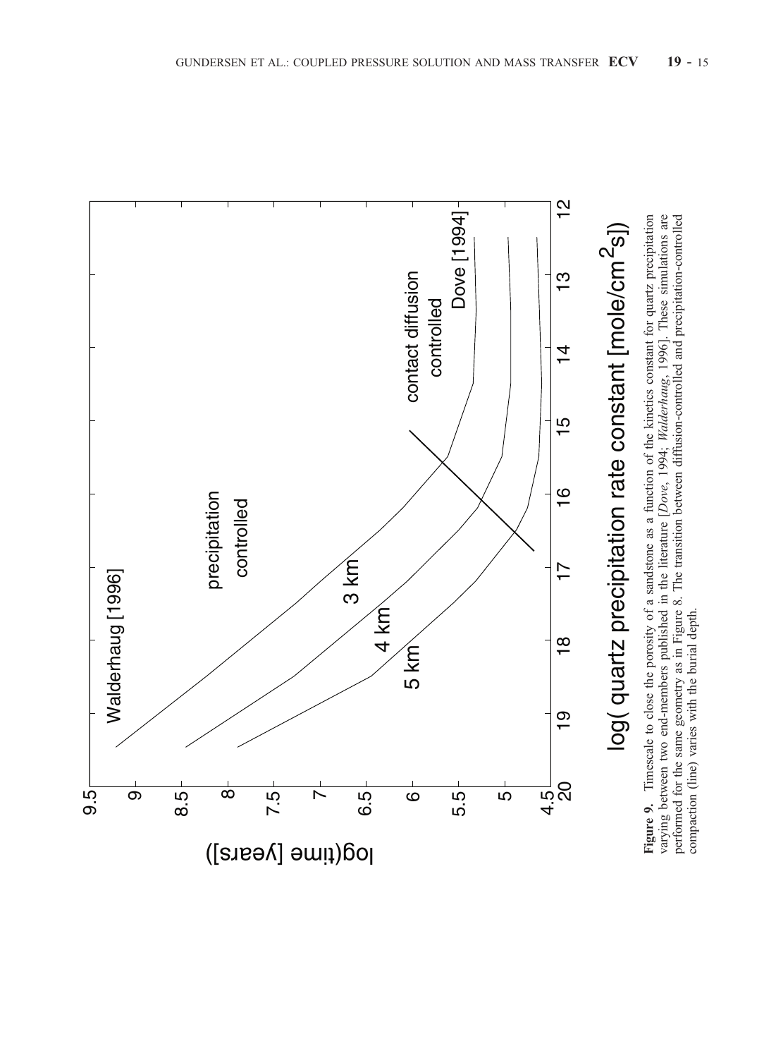**Figure 9.** Timescale to close the porosity of a sandstone as a function of the kinetics constant for quartz precipitation varying between two end-members published in the literature [*Dove*, 1994; *Walderhaug*, 1996]. These simulations are performed for the same geometry as in Figure 8. The transition between diffusion-controlled and precipitation-controlled compaction (line) varies with the burial depth.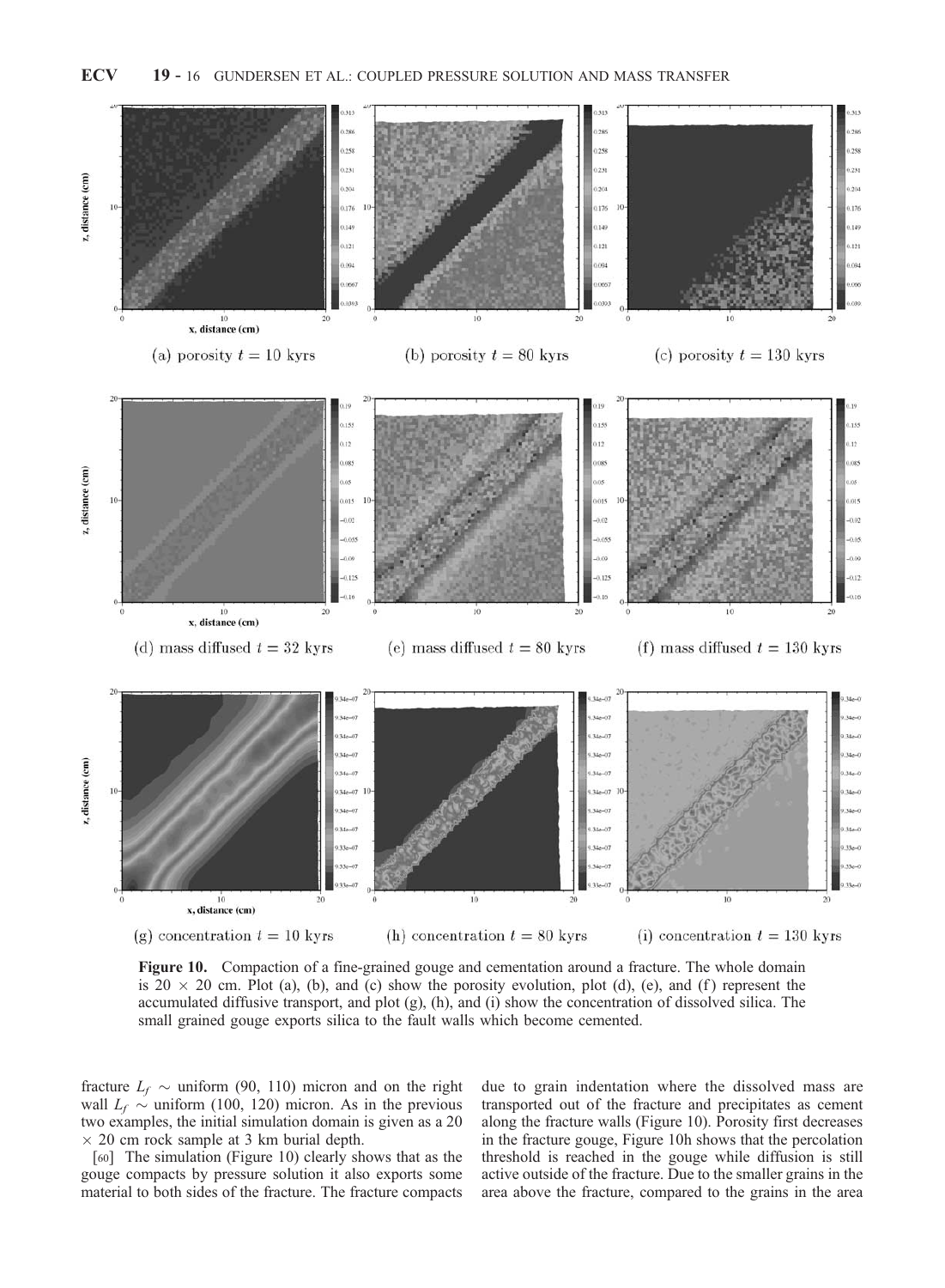(a) porosity $t = 10$ kyrs

(b) porosity $t = 80$ kyrs

(c) porosity $t = 130$ kyrs

(d) mass diffused $t = 32$ kyrs

(e) mass diffused $t = 80$ kyrs

(f) mass diffused $t = 130$ kyrs

(g) concentration $t = 10$ kyrs

(h) concentration $t = 80$ kyrs

(i) concentration $t = 130$ kyrs

**Figure 10.** Compaction of a fine-grained gouge and cementation around a fracture. The whole domain is $20 \times 20$ cm. Plot (a), (b), and (c) show the porosity evolution, plot (d), (e), and (f) represent the accumulated diffusive transport, and plot (g), (h), and (i) show the concentration of dissolved silica. The small grained gouge exports silica to the fault walls which become cemented.

fracture $L_f \sim$ uniform (90, 110) micron and on the right wall $L_f \sim$ uniform (100, 120) micron. As in the previous two examples, the initial simulation domain is given as a $20 \times 20$ cm rock sample at 3 km burial depth.

[60] The simulation (Figure 10) clearly shows that as the gouge compacts by pressure solution it also exports some material to both sides of the fracture. The fracture compacts due to grain indentation where the dissolved mass are transported out of the fracture and precipitates as cement along the fracture walls (Figure 10). Porosity first decreases in the fracture gouge, Figure 10h shows that the percolation threshold is reached in the gouge while diffusion is still active outside of the fracture. Due to the smaller grains in the area above the fracture, compared to the grains in the area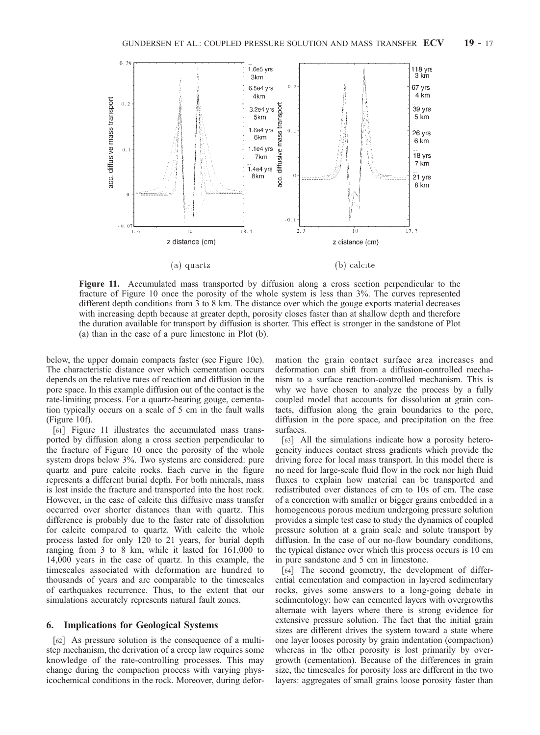**Figure 11.** Accumulated mass transported by diffusion along a cross section perpendicular to the fracture of Figure 10 once the porosity of the whole system is less than 3%. The curves represented different depth conditions from 3 to 8 km. The distance over which the gouge exports material decreases with increasing depth because at greater depth, porosity closes faster than at shallow depth and therefore the duration available for transport by diffusion is shorter. This effect is stronger in the sandstone of Plot (a) than in the case of a pure limestone in Plot (b).

below, the upper domain compacts faster (see Figure 10c). The characteristic distance over which cementation occurs depends on the relative rates of reaction and diffusion in the pore space. In this example diffusion out of the contact is the rate-limiting process. For a quartz-bearing gouge, cementation typically occurs on a scale of 5 cm in the fault walls (Figure 10f).

[61] Figure 11 illustrates the accumulated mass transported by diffusion along a cross section perpendicular to the fracture of Figure 10 once the porosity of the whole system drops below 3%. Two systems are considered: pure quartz and pure calcite rocks. Each curve in the figure represents a different burial depth. For both minerals, mass is lost inside the fracture and transported into the host rock. However, in the case of calcite this diffusive mass transfer occurred over shorter distances than with quartz. This difference is probably due to the faster rate of dissolution for calcite compared to quartz. With calcite the whole process lasted for only 120 to 21 years, for burial depth ranging from 3 to 8 km, while it lasted for 161,000 to 14,000 years in the case of quartz. In this example, the timescales associated with deformation are hundred to thousands of years and are comparable to the timescales of earthquakes recurrence. Thus, to the extent that our simulations accurately represents natural fault zones.

## 6. Implications for Geological Systems

[62] As pressure solution is the consequence of a multistep mechanism, the derivation of a creep law requires some knowledge of the rate-controlling processes. This may change during the compaction process with varying physicochemical conditions in the rock. Moreover, during deformation the grain contact surface area increases and deformation can shift from a diffusion-controlled mechanism to a surface reaction-controlled mechanism. This is why we have chosen to analyze the process by a fully coupled model that accounts for dissolution at grain contacts, diffusion along the grain boundaries to the pore, diffusion in the pore space, and precipitation on the free surfaces.

[63] All the simulations indicate how a porosity heterogeneity induces contact stress gradients which provide the driving force for local mass transport. In this model there is no need for large-scale fluid flow in the rock nor high fluid fluxes to explain how material can be transported and redistributed over distances of cm to 10s of cm. The case of a concretion with smaller or bigger grains embedded in a homogeneous porous medium undergoing pressure solution provides a simple test case to study the dynamics of coupled pressure solution at a grain scale and solute transport by diffusion. In the case of our no-flow boundary conditions, the typical distance over which this process occurs is 10 cm in pure sandstone and 5 cm in limestone.

[64] The second geometry, the development of differential cementation and compaction in layered sedimentary rocks, gives some answers to a long-going debate in sedimentology: how can cemented layers with overgrowths alternate with layers where there is strong evidence for extensive pressure solution. The fact that the initial grain sizes are different drives the system toward a state where one layer looses porosity by grain indentation (compaction) whereas in the other porosity is lost primarily by overgrowth (cementation). Because of the differences in grain size, the timescales for porosity loss are different in the two layers: aggregates of small grains loose porosity faster than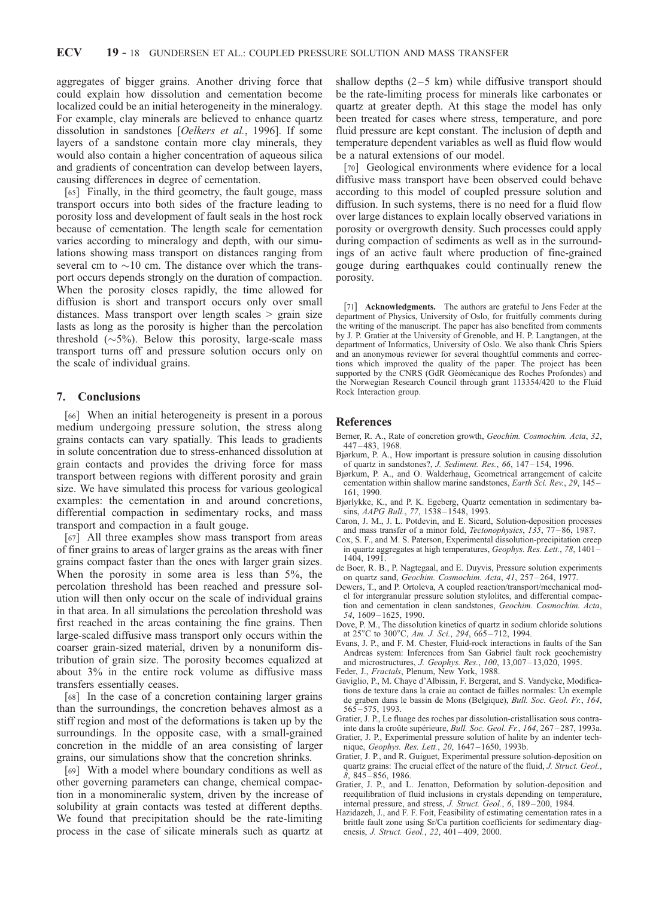aggregates of bigger grains. Another driving force that could explain how dissolution and cementation become localized could be an initial heterogeneity in the mineralogy. For example, clay minerals are believed to enhance quartz dissolution in sandstones [*Oelkers et al.*, 1996]. If some layers of a sandstone contain more clay minerals, they would also contain a higher concentration of aqueous silica and gradients of concentration can develop between layers, causing differences in degree of cementation.

[65] Finally, in the third geometry, the fault gouge, mass transport occurs into both sides of the fracture leading to porosity loss and development of fault seals in the host rock because of cementation. The length scale for cementation varies according to mineralogy and depth, with our simulations showing mass transport on distances ranging from several cm to ~10 cm. The distance over which the transport occurs depends strongly on the duration of compaction. When the porosity closes rapidly, the time allowed for diffusion is short and transport occurs only over small distances. Mass transport over length scales > grain size lasts as long as the porosity is higher than the percolation threshold (~5%). Below this porosity, large-scale mass transport turns off and pressure solution occurs only on the scale of individual grains.

## 7. Conclusions

[66] When an initial heterogeneity is present in a porous medium undergoing pressure solution, the stress along grains contacts can vary spatially. This leads to gradients in solute concentration due to stress-enhanced dissolution at grain contacts and provides the driving force for mass transport between regions with different porosity and grain size. We have simulated this process for various geological examples: the cementation in and around concretions, differential compaction in sedimentary rocks, and mass transport and compaction in a fault gouge.

[67] All three examples show mass transport from areas of finer grains to areas of larger grains as the areas with finer grains compact faster than the ones with larger grain sizes. When the porosity in some area is less than 5%, the percolation threshold has been reached and pressure solution will then only occur on the scale of individual grains in that area. In all simulations the percolation threshold was first reached in the areas containing the fine grains. Then large-scaled diffusive mass transport only occurs within the coarser grain-sized material, driven by a nonuniform distribution of grain size. The porosity becomes equalized at about 3% in the entire rock volume as diffusive mass transfers essentially ceases.

[68] In the case of a concretion containing larger grains than the surroundings, the concretion behaves almost as a stiff region and most of the deformations is taken up by the surroundings. In the opposite case, with a small-grained concretion in the middle of an area consisting of larger grains, our simulations show that the concretion shrinks.

[69] With a model where boundary conditions as well as other governing parameters can change, chemical compaction in a monomineralic system, driven by the increase of solubility at grain contacts was tested at different depths. We found that precipitation should be the rate-limiting process in the case of silicate minerals such as quartz at shallow depths (2–5 km) while diffusive transport should be the rate-limiting process for minerals like carbonates or quartz at greater depth. At this stage the model has only been treated for cases where stress, temperature, and pore fluid pressure are kept constant. The inclusion of depth and temperature dependent variables as well as fluid flow would be a natural extensions of our model.

[70] Geological environments where evidence for a local diffusive mass transport have been observed could behave according to this model of coupled pressure solution and diffusion. In such systems, there is no need for a fluid flow over large distances to explain locally observed variations in porosity or overgrowth density. Such processes could apply during compaction of sediments as well as in the surroundings of an active fault where production of fine-grained gouge during earthquakes could continually renew the porosity.

[71] **Acknowledgments.** The authors are grateful to Jens Feder at the department of Physics, University of Oslo, for fruitfully comments during the writing of the manuscript. The paper has also benefited from comments by J. P. Gratier at the University of Grenoble, and H. P. Langtangen, at the department of Informatics, University of Oslo. We also thank Chris Spiers and an anonymous reviewer for several thoughtful comments and corrections which improved the quality of the paper. The project has been supported by the CNRS (GdR Géomécanique des Roches Profondes) and the Norwegian Research Council through grant 113354/420 to the Fluid Rock Interaction group.

## References

Berner, R. A., Rate of concretion growth, *Geochim. Cosmochim. Acta*, *32*, 447–483, 1968.

Bjørkum, P. A., How important is pressure solution in causing dissolution of quartz in sandstones?, *J. Sediment. Res.*, *66*, 147–154, 1996.

Bjørkum, P. A., and O. Walderhaug, Geometrical arrangement of calcite cementation within shallow marine sandstones, *Earth Sci. Rev.*, *29*, 145–161, 1990.

Bjørlykke, K., and P. K. Egeberg, Quartz cementation in sedimentary basins, *AAPG Bull.*, *77*, 1538–1548, 1993.

Caron, J. M., J. L. Potdevin, and E. Sicard, Solution-deposition processes and mass transfer of a minor fold, *Tectonophysics*, *135*, 77–86, 1987.

Cox, S. F., and M. S. Paterson, Experimental dissolution-precipitation creep in quartz aggregates at high temperatures, *Geophys. Res. Lett.*, *78*, 1401–1404, 1991.

de Boer, R. B., P. Nagtegaal, and E. Duyvis, Pressure solution experiments on quartz sand, *Geochim. Cosmochim. Acta*, *41*, 257–264, 1977.

Dewers, T., and P. Ortoleva, A coupled reaction/transport/mechanical model for intergranular pressure solution stylolites, and differential compaction and cementation in clean sandstones, *Geochim. Cosmochim. Acta*, *54*, 1609–1625, 1990.

Dove, P. M., The dissolution kinetics of quartz in sodium chloride solutions at 25°C to 300°C, *Am. J. Sci.*, *294*, 665–712, 1994.

Evans, J. P., and F. M. Chester, Fluid-rock interactions in faults of the San Andreas system: Inferences from San Gabriel fault rock geochemistry and microstructures, *J. Geophys. Res.*, *100*, 13,007–13,020, 1995.

Feder, J., *Fractals*, Plenum, New York, 1988.

Gaviglio, P., M. Chaye d'Albissin, F. Bergerat, and S. Vandycke, Modifications de texture dans la craie au contact de failles normales: Un exemple de graben dans le bassin de Mons (Belgique), *Bull. Soc. Geol. Fr.*, *164*, 565–575, 1993.

Gratier, J. P., Le fluage des roches par dissolution-cristallisation sous contrainte dans la croûte supérieure, *Bull. Soc. Geol. Fr.*, *164*, 267–287, 1993a.

Gratier, J. P., Experimental pressure solution of halite by an indenter technique, *Geophys. Res. Lett.*, *20*, 1647–1650, 1993b.

Gratier, J. P., and R. Guiguet, Experimental pressure solution-deposition on quartz grains: The crucial effect of the nature of the fluid, *J. Struct. Geol.*, *8*, 845–856, 1986.

Gratier, J. P., and L. Jenatton, Deformation by solution-deposition and reequilibration of fluid inclusions in crystals depending on temperature, internal pressure, and stress, *J. Struct. Geol.*, *6*, 189–200, 1984.

Hazidazeh, J., and F. F. Foit, Feasibility of estimating cementation rates in a brittle fault zone using Sr/Ca partition coefficients for sedimentary diagenesis, *J. Struct. Geol.*, *22*, 401–409, 2000.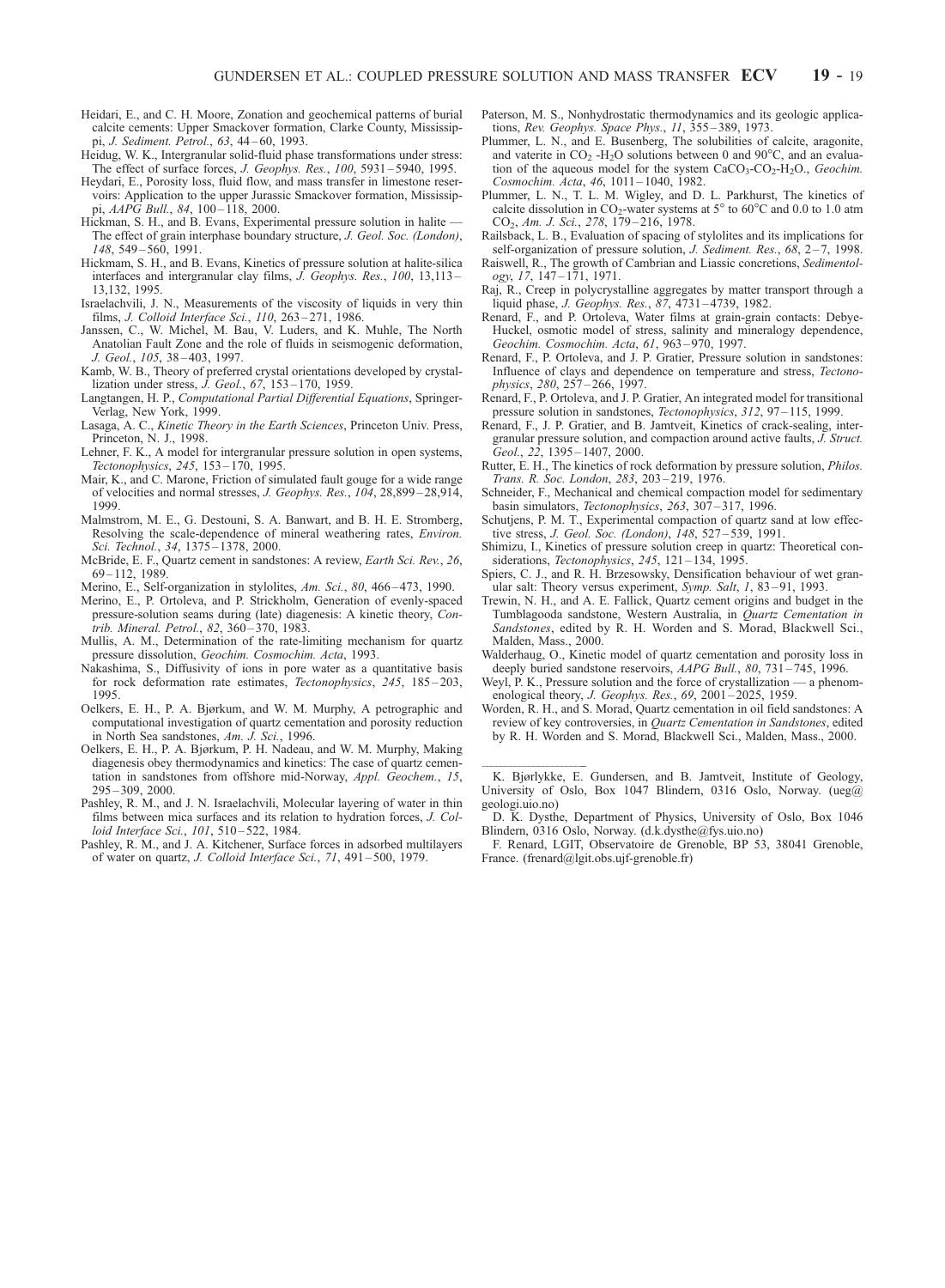Heidari, E., and C. H. Moore, Zonation and geochemical patterns of burial calcite cements: Upper Smackover formation, Clarke County, Mississippi, *J. Sediment. Petrol.*, *63*, 44–60, 1993.

Heidug, W. K., Intergranular solid-fluid phase transformations under stress: The effect of surface forces, *J. Geophys. Res.*, *100*, 5931–5940, 1995.

Heydari, E., Porosity loss, fluid flow, and mass transfer in limestone reservoirs: Application to the upper Jurassic Smackover formation, Mississippi, *AAPG Bull.*, *84*, 100–118, 2000.

Hickman, S. H., and B. Evans, Experimental pressure solution in halite — The effect of grain interphase boundary structure, *J. Geol. Soc. (London)*, *148*, 549–560, 1991.

Hickmam, S. H., and B. Evans, Kinetics of pressure solution at halite-silica interfaces and intergranular clay films, *J. Geophys. Res.*, *100*, 13,113–13,132, 1995.

Israelachvili, J. N., Measurements of the viscosity of liquids in very thin films, *J. Colloid Interface Sci.*, *110*, 263–271, 1986.

Janssen, C., W. Michel, M. Bau, V. Luders, and K. Muhle, The North Anatolian Fault Zone and the role of fluids in seismogenic deformation, *J. Geol.*, *105*, 38–403, 1997.

Kamb, W. B., Theory of preferred crystal orientations developed by crystallization under stress, *J. Geol.*, *67*, 153–170, 1959.

Langtangen, H. P., *Computational Partial Differential Equations*, Springer-Verlag, New York, 1999.

Lasaga, A. C., *Kinetic Theory in the Earth Sciences*, Princeton Univ. Press, Princeton, N. J., 1998.

Lehner, F. K., A model for intergranular pressure solution in open systems, *Tectonophysics*, *245*, 153–170, 1995.

Mair, K., and C. Marone, Friction of simulated fault gouge for a wide range of velocities and normal stresses, *J. Geophys. Res.*, *104*, 28,899–28,914, 1999.

Malmstrom, M. E., G. Destouni, S. A. Banwart, and B. H. E. Stromberg, Resolving the scale-dependence of mineral weathering rates, *Environ. Sci. Technol.*, *34*, 1375–1378, 2000.

McBride, E. F., Quartz cement in sandstones: A review, *Earth Sci. Rev.*, *26*, 69–112, 1989.

Merino, E., Self-organization in stylolites, *Am. Sci.*, *80*, 466–473, 1990.

Merino, E., P. Ortoleva, and P. Strickholm, Generation of evenly-spaced pressure-solution seams during (late) diagenesis: A kinetic theory, *Contrib. Mineral. Petrol.*, *82*, 360–370, 1983.

Mullis, A. M., Determination of the rate-limiting mechanism for quartz pressure dissolution, *Geochim. Cosmochim. Acta*, 1993.

Nakashima, S., Diffusivity of ions in pore water as a quantitative basis for rock deformation rate estimates, *Tectonophysics*, *245*, 185–203, 1995.

Oelkers, E. H., P. A. Bjørkum, and W. M. Murphy, A petrographic and computational investigation of quartz cementation and porosity reduction in North Sea sandstones, *Am. J. Sci.*, 1996.

Oelkers, E. H., P. A. Bjørkum, P. H. Nadeau, and W. M. Murphy, Making diagenesis obey thermodynamics and kinetics: The case of quartz cementation in sandstones from offshore mid-Norway, *Appl. Geochem.*, *15*, 295–309, 2000.

Pashley, R. M., and J. N. Israelachvili, Molecular layering of water in thin films between mica surfaces and its relation to hydration forces, *J. Colloid Interface Sci.*, *101*, 510–522, 1984.

Pashley, R. M., and J. A. Kitchener, Surface forces in adsorbed multilayers of water on quartz, *J. Colloid Interface Sci.*, *71*, 491–500, 1979.

Paterson, M. S., Nonhydrostatic thermodynamics and its geologic applications, *Rev. Geophys. Space Phys.*, *11*, 355–389, 1973.

Plummer, L. N., and E. Busenberg, The solubilities of calcite, aragonite, and vaterite in $CO_2$ -$H_2O$ solutions between 0 and 90°C, and an evaluation of the aqueous model for the system $CaCO_3$-$CO_2$-$H_2O$., *Geochim. Cosmochim. Acta*, *46*, 1011–1040, 1982.

Plummer, L. N., T. L. M. Wigley, and D. L. Parkhurst, The kinetics of calcite dissolution in $CO_2$-water systems at 5° to 60°C and 0.0 to 1.0 atm $CO_2$, *Am. J. Sci.*, *278*, 179–216, 1978.

Railsback, L. B., Evaluation of spacing of stylolites and its implications for self-organization of pressure solution, *J. Sediment. Res.*, *68*, 2–7, 1998.

Raiswell, R., The growth of Cambrian and Liassic concretions, *Sedimentology*, *17*, 147–171, 1971.

Raj, R., Creep in polycrystalline aggregates by matter transport through a liquid phase, *J. Geophys. Res.*, *87*, 4731–4739, 1982.

Renard, F., and P. Ortoleva, Water films at grain-grain contacts: Debye-Huckel, osmotic model of stress, salinity and mineralogy dependence, *Geochim. Cosmochim. Acta*, *61*, 963–970, 1997.

Renard, F., P. Ortoleva, and J. P. Gratier, Pressure solution in sandstones: Influence of clays and dependence on temperature and stress, *Tectonophysics*, *280*, 257–266, 1997.

Renard, F., P. Ortoleva, and J. P. Gratier, An integrated model for transitional pressure solution in sandstones, *Tectonophysics*, *312*, 97–115, 1999.

Renard, F., J. P. Gratier, and B. Jamtveit, Kinetics of crack-sealing, intergranular pressure solution, and compaction around active faults, *J. Struct. Geol.*, *22*, 1395–1407, 2000.

Rutter, E. H., The kinetics of rock deformation by pressure solution, *Philos. Trans. R. Soc. London*, *283*, 203–219, 1976.

Schneider, F., Mechanical and chemical compaction model for sedimentary basin simulators, *Tectonophysics*, *263*, 307–317, 1996.

Schutjens, P. M. T., Experimental compaction of quartz sand at low effective stress, *J. Geol. Soc. (London)*, *148*, 527–539, 1991.

Shimizu, I., Kinetics of pressure solution creep in quartz: Theoretical considerations, *Tectonophysics*, *245*, 121–134, 1995.

Spiers, C. J., and R. H. Brzesowsky, Densification behaviour of wet granular salt: Theory versus experiment, *Symp. Salt*, *1*, 83–91, 1993.

Trewin, N. H., and A. E. Fallick, Quartz cement origins and budget in the Tumblagooda sandstone, Western Australia, in *Quartz Cementation in Sandstones*, edited by R. H. Worden and S. Morad, Blackwell Sci., Malden, Mass., 2000.

Walderhaug, O., Kinetic model of quartz cementation and porosity loss in deeply buried sandstone reservoirs, *AAPG Bull.*, *80*, 731–745, 1996.

Weyl, P. K., Pressure solution and the force of crystallization — a phenomenological theory, *J. Geophys. Res.*, *69*, 2001–2025, 1959.

Worden, R. H., and S. Morad, Quartz cementation in oil field sandstones: A review of key controversies, in *Quartz Cementation in Sandstones*, edited by R. H. Worden and S. Morad, Blackwell Sci., Malden, Mass., 2000.

---

K. Bjørlykke, E. Gundersen, and B. Jamtveit, Institute of Geology, University of Oslo, Box 1047 Blindern, 0316 Oslo, Norway. (ueg@geologi.uio.no)

D. K. Dysthe, Department of Physics, University of Oslo, Box 1046 Blindern, 0316 Oslo, Norway. (d.k.dysthe@fys.uio.no)

F. Renard, LGIT, Observatoire de Grenoble, BP 53, 38041 Grenoble, France. (frenard@lgit.obs.ujf-grenoble.fr)